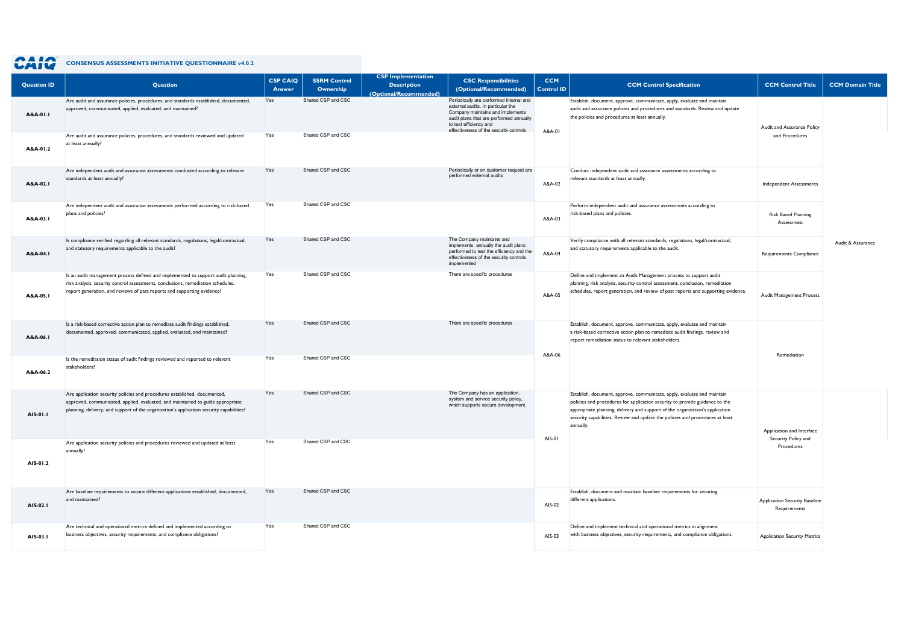# CONSENSUS ASSESSMENTS INITIATIVE QUESTIONNAIRE v4.0.2

| Question ID | Question | CSP CAIQ Answer | SSRM Control Ownership | CSP Implementation Description (Optional/Recommended) | CSC Responsibilities (Optional/Recommended) | CCM Control ID | CCM Control Specification | CCM Control Title | CCM Domain Title |
|---|---|---|---|---|---|---|---|---|---|
| A&A-01.1 | Are audit and assurance policies, procedures, and standards established, documented, approved, communicated, applied, evaluated, and maintained? | Yes | Shared CSP and CSC | | Periodically are performed internal and external audits. In particular the Company maintains and implements audit plans that are performed annually to test efficiency and effectiveness of the security controls | A&A-01 | Establish, document, approve, communicate, apply, evaluate and maintain audit and assurance policies and procedures and standards. Review and update the policies and procedures at least annually. | Audit and Assurance Policy and Procedures | Audit & Assurance |
| A&A-01.2 | Are audit and assurance policies, procedures, and standards reviewed and updated at least annually? | Yes | Shared CSP and CSC | | | | | | |
| A&A-02.1 | Are independent audit and assurance assessments conducted according to relevant standards at least annually? | Yes | Shared CSP and CSC | | Periodically or on customer request are performed external audits | A&A-02 | Conduct independent audit and assurance assessments according to relevant standards at least annually. | Independent Assessments | |
| A&A-03.1 | Are independent audit and assurance assessments performed according to risk-based plans and policies? | Yes | Shared CSP and CSC | | | A&A-03 | Perform independent audit and assurance assessments according to risk-based plans and policies. | Risk Based Planning Assessment | |
| A&A-04.1 | Is compliance verified regarding all relevant standards, regulations, legal/contractual, and statutory requirements applicable to the audit? | Yes | Shared CSP and CSC | | The Company maintains and implements annually the audit plans performed to test the efficiency and the effectiveness of the security controls implemented | A&A-04 | Verify compliance with all relevant standards, regulations, legal/contractual, and statutory requirements applicable to the audit. | Requirements Compliance | |
| A&A-05.1 | Is an audit management process defined and implemented to support audit planning, risk analysis, security control assessments, conclusions, remediation schedules, report generation, and reviews of past reports and supporting evidence? | Yes | Shared CSP and CSC | | There are specific procedures | A&A-05 | Define and implement an Audit Management process to support audit planning, risk analysis, security control assessment, conclusion, remediation schedules, report generation, and review of past reports and supporting evidence. | Audit Management Process | |
| A&A-06.1 | Is a risk-based corrective action plan to remediate audit findings established, documented, approved, communicated, applied, evaluated, and maintained? | Yes | Shared CSP and CSC | | There are specific procedures | A&A-06 | Establish, document, approve, communicate, apply, evaluate and maintain a risk-based corrective action plan to remediate audit findings, review and report remediation status to relevant stakeholders. | Remediation | |
| A&A-06.2 | Is the remediation status of audit findings reviewed and reported to relevant stakeholders? | Yes | Shared CSP and CSC | | | | | | |
| AIS-01.1 | Are application security policies and procedures established, documented, approved, communicated, applied, evaluated, and maintained to guide appropriate planning, delivery, and support of the organization's application security capabilities? | Yes | Shared CSP and CSC | | The Company has an application, system and service security policy, which supports secure development. | AIS-01 | Establish, document, approve, communicate, apply, evaluate and maintain policies and procedures for application security to provide guidance to the appropriate planning, delivery and support of the organization's application security capabilities. Review and update the policies and procedures at least annually. | Application and Interface Security Policy and Procedures | |
| AIS-01.2 | Are application security policies and procedures reviewed and updated at least annually? | Yes | Shared CSP and CSC | | | | | | |
| AIS-02.1 | Are baseline requirements to secure different applications established, documented, and maintained? | Yes | Shared CSP and CSC | | | AIS-02 | Establish, document and maintain baseline requirements for securing different applications. | Application Security Baseline Requirements | |
| AIS-03.1 | Are technical and operational metrics defined and implemented according to business objectives, security requirements, and compliance obligations? | Yes | Shared CSP and CSC | | | AIS-03 | Define and implement technical and operational metrics in alignment with business objectives, security requirements, and compliance obligations. | Application Security Metrics | |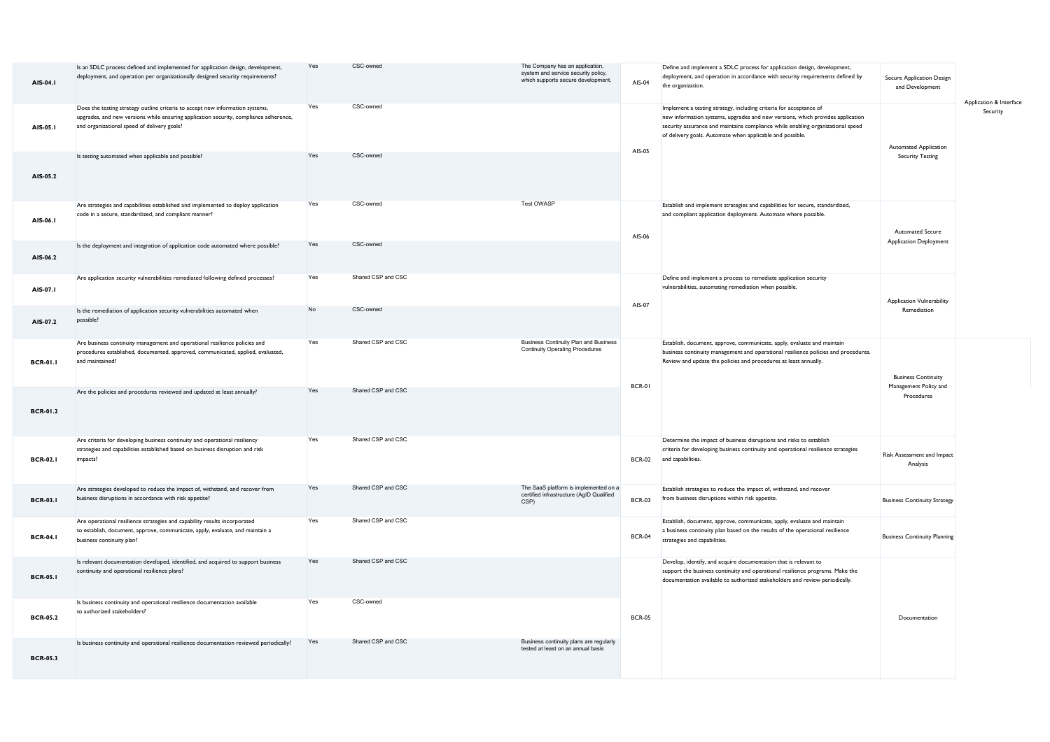| | | | | | | | | |
|---|---|---|---|---|---|---|---|---|
| **AIS-04.1** | Is an SDLC process defined and implemented for application design, development, deployment, and operation per organizationally designed security requirements? | Yes | CSC-owned | The Company has an application, system and service security policy, which supports secure development. | AIS-04 | Define and implement a SDLC process for application design, development, deployment, and operation in accordance with security requirements defined by the organization. | Secure Application Design and Development | Application & Interface Security |
| **AIS-05.1** | Does the testing strategy outline criteria to accept new information systems, upgrades, and new versions while ensuring application security, compliance adherence, and organizational speed of delivery goals? | Yes | CSC-owned | | AIS-05 | Implement a testing strategy, including criteria for acceptance of new information systems, upgrades and new versions, which provides application security assurance and maintains compliance while enabling organizational speed of delivery goals. Automate when applicable and possible. | Automated Application Security Testing | |
| **AIS-05.2** | Is testing automated when applicable and possible? | Yes | CSC-owned | | | | | |
| **AIS-06.1** | Are strategies and capabilities established and implemented to deploy application code in a secure, standardized, and compliant manner? | Yes | CSC-owned | Test OWASP | AIS-06 | Establish and implement strategies and capabilities for secure, standardized, and compliant application deployment. Automate where possible. | Automated Secure Application Deployment | |
| **AIS-06.2** | Is the deployment and integration of application code automated where possible? | Yes | CSC-owned | | | | | |
| **AIS-07.1** | Are application security vulnerabilities remediated following defined processes? | Yes | Shared CSP and CSC | | AIS-07 | Define and implement a process to remediate application security vulnerabilities, automating remediation when possible. | Application Vulnerability Remediation | |
| **AIS-07.2** | Is the remediation of application security vulnerabilities automated when possible? | No | CSC-owned | | | | | |
| **BCR-01.1** | Are business continuity management and operational resilience policies and procedures established, documented, approved, communicated, applied, evaluated, and maintained? | Yes | Shared CSP and CSC | Business Continuity Plan and Business Continuity Operating Procedures | BCR-01 | Establish, document, approve, communicate, apply, evaluate and maintain business continuity management and operational resilience policies and procedures. Review and update the policies and procedures at least annually. | Business Continuity Management Policy and Procedures | |
| **BCR-01.2** | Are the policies and procedures reviewed and updated at least annually? | Yes | Shared CSP and CSC | | | | | |
| **BCR-02.1** | Are criteria for developing business continuity and operational resiliency strategies and capabilities established based on business disruption and risk impacts? | Yes | Shared CSP and CSC | | BCR-02 | Determine the impact of business disruptions and risks to establish criteria for developing business continuity and operational resilience strategies and capabilities. | Risk Assessment and Impact Analysis | |
| **BCR-03.1** | Are strategies developed to reduce the impact of, withstand, and recover from business disruptions in accordance with risk appetite? | Yes | Shared CSP and CSC | The SaaS platform is implemented on a certified infrastructure (AgID Qualified CSP) | BCR-03 | Establish strategies to reduce the impact of, withstand, and recover from business disruptions within risk appetite. | Business Continuity Strategy | |
| **BCR-04.1** | Are operational resilience strategies and capability results incorporated to establish, document, approve, communicate, apply, evaluate, and maintain a business continuity plan? | Yes | Shared CSP and CSC | | BCR-04 | Establish, document, approve, communicate, apply, evaluate and maintain a business continuity plan based on the results of the operational resilience strategies and capabilities. | Business Continuity Planning | |
| **BCR-05.1** | Is relevant documentation developed, identified, and acquired to support business continuity and operational resilience plans? | Yes | Shared CSP and CSC | | BCR-05 | Develop, identify, and acquire documentation that is relevant to support the business continuity and operational resilience programs. Make the documentation available to authorized stakeholders and review periodically. | Documentation | |
| **BCR-05.2** | Is business continuity and operational resilience documentation available to authorized stakeholders? | Yes | CSC-owned | | | | | |
| **BCR-05.3** | Is business continuity and operational resilience documentation reviewed periodically? | Yes | Shared CSP and CSC | Business continuity plans are regularly tested at least on an annual basis | | | | |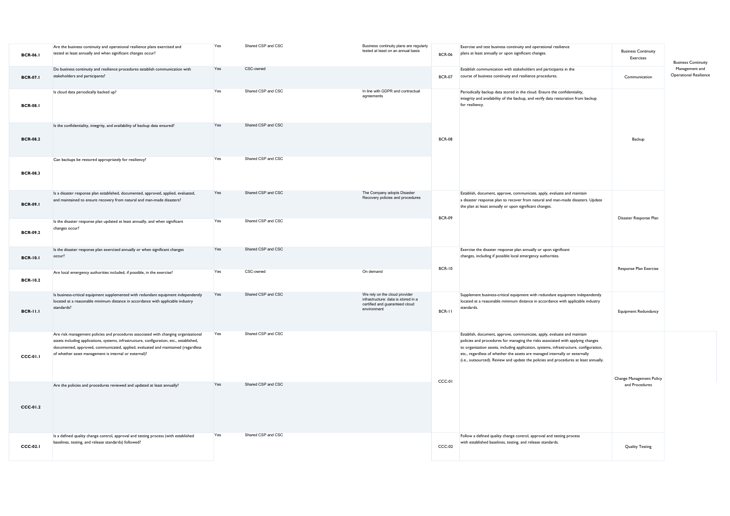| | | | | | | | | |
|---|---|---|---|---|---|---|---|---|
| BCR-06.1 | Are the business continuity and operational resilience plans exercised and tested at least annually and when significant changes occur? | Yes | Shared CSP and CSC | Business continuity plans are regularly tested at least on an annual basis | BCR-06 | Exercise and test business continuity and operational resilience plans at least annually or upon significant changes. | Business Continuity Exercises | Business Continuity Management and Operational Resilience |
| BCR-07.1 | Do business continuity and resilience procedures establish communication with stakeholders and participants? | Yes | CSC-owned | | BCR-07 | Establish communication with stakeholders and participants in the course of business continuity and resilience procedures. | Communication | |
| BCR-08.1 | Is cloud data periodically backed up? | Yes | Shared CSP and CSC | In line with GDPR and contractual agreements | BCR-08 | Periodically backup data stored in the cloud. Ensure the confidentiality, integrity and availability of the backup, and verify data restoration from backup for resiliency. | Backup | |
| BCR-08.2 | Is the confidentiality, integrity, and availability of backup data ensured? | Yes | Shared CSP and CSC | | | | | |
| BCR-08.3 | Can backups be restored appropriately for resiliency? | Yes | Shared CSP and CSC | | | | | |
| BCR-09.1 | Is a disaster response plan established, documented, approved, applied, evaluated, and maintained to ensure recovery from natural and man-made disasters? | Yes | Shared CSP and CSC | The Company adopts Disaster Recovery policies and procedures | BCR-09 | Establish, document, approve, communicate, apply, evaluate and maintain a disaster response plan to recover from natural and man-made disasters. Update the plan at least annually or upon significant changes. | Disaster Response Plan | |
| BCR-09.2 | Is the disaster response plan updated at least annually, and when significant changes occur? | Yes | Shared CSP and CSC | | | | | |
| BCR-10.1 | Is the disaster response plan exercised annually or when significant changes occur? | Yes | Shared CSP and CSC | | BCR-10 | Exercise the disaster response plan annually or upon significant changes, including if possible local emergency authorities. | Response Plan Exercise | |
| BCR-10.2 | Are local emergency authorities included, if possible, in the exercise? | Yes | CSC-owned | On demand | | | | |
| BCR-11.1 | Is business-critical equipment supplemented with redundant equipment independently located at a reasonable minimum distance in accordance with applicable industry standards? | Yes | Shared CSP and CSC | We rely on the cloud provider infrastructure: data is stored in a certified and guaranteed cloud environment | BCR-11 | Supplement business-critical equipment with redundant equipment independently located at a reasonable minimum distance in accordance with applicable industry standards. | Equipment Redundancy | |
| CCC-01.1 | Are risk management policies and procedures associated with changing organizational assets including applications, systems, infrastructure, configuration, etc., established, documented, approved, communicated, applied, evaluated and maintained (regardless of whether asset management is internal or external)? | Yes | Shared CSP and CSC | | CCC-01 | Establish, document, approve, communicate, apply, evaluate and maintain policies and procedures for managing the risks associated with applying changes to organization assets, including application, systems, infrastructure, configuration, etc., regardless of whether the assets are managed internally or externally (i.e., outsourced). Review and update the policies and procedures at least annually. | Change Management Policy and Procedures | |
| CCC-01.2 | Are the policies and procedures reviewed and updated at least annually? | Yes | Shared CSP and CSC | | | | | |
| CCC-02.1 | Is a defined quality change control, approval and testing process (with established baselines, testing, and release standards) followed? | Yes | Shared CSP and CSC | | CCC-02 | Follow a defined quality change control, approval and testing process with established baselines, testing, and release standards. | Quality Testing | |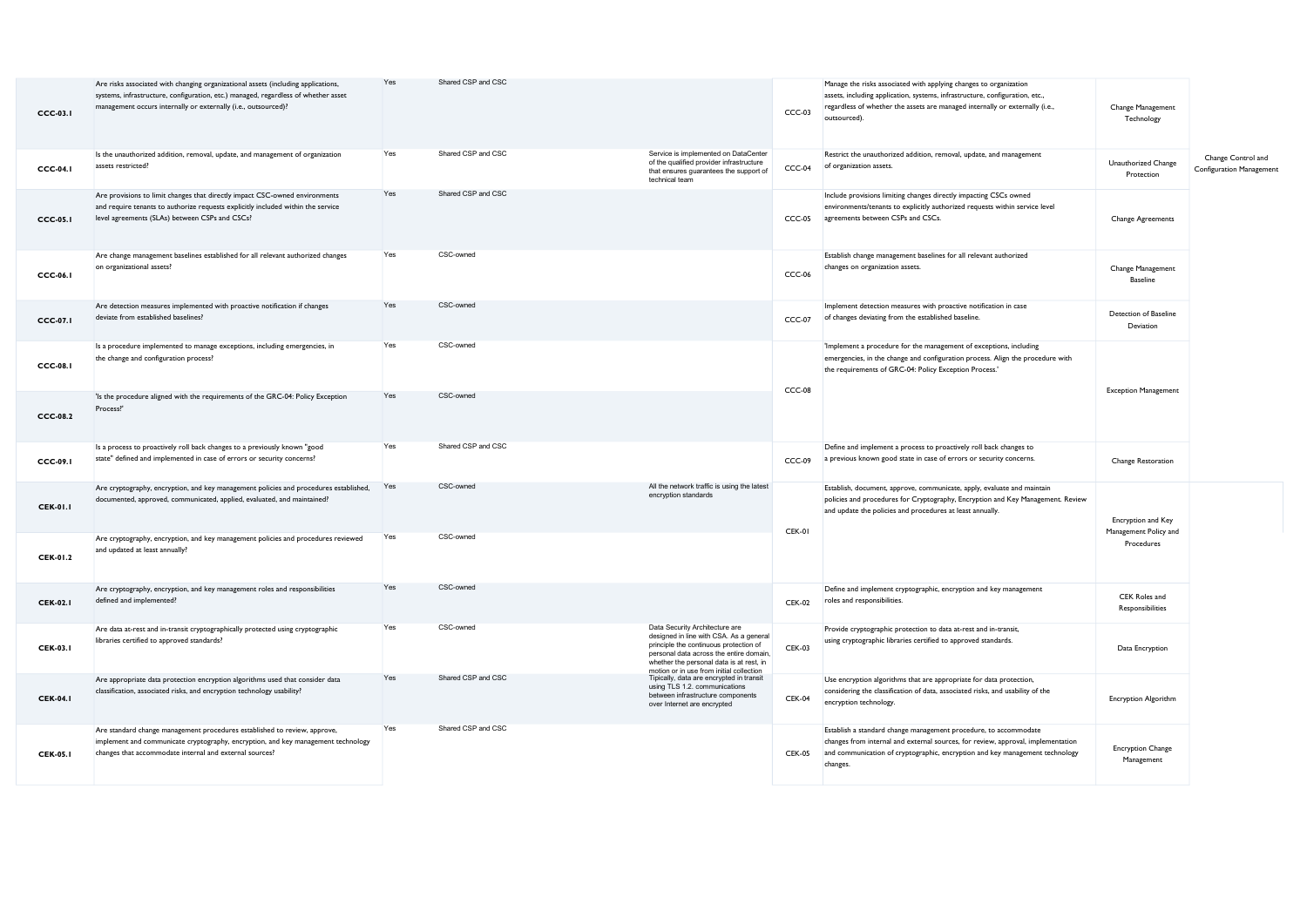| | | | | | | | | |
|---|---|---|---|---|---|---|---|---|
| **CCC-03.1** | Are risks associated with changing organizational assets (including applications, systems, infrastructure, configuration, etc.) managed, regardless of whether asset management occurs internally or externally (i.e., outsourced)? | Yes | Shared CSP and CSC | | CCC-03 | Manage the risks associated with applying changes to organization assets, including application, systems, infrastructure, configuration, etc., regardless of whether the assets are managed internally or externally (i.e., outsourced). | Change Management Technology | Change Control and Configuration Management |
| **CCC-04.1** | Is the unauthorized addition, removal, update, and management of organization assets restricted? | Yes | Shared CSP and CSC | Service is implemented on DataCenter of the qualified provider infrastructure that ensures guarantees the support of technical team | CCC-04 | Restrict the unauthorized addition, removal, update, and management of organization assets. | Unauthorized Change Protection | |
| **CCC-05.1** | Are provisions to limit changes that directly impact CSC-owned environments and require tenants to authorize requests explicitly included within the service level agreements (SLAs) between CSPs and CSCs? | Yes | Shared CSP and CSC | | CCC-05 | Include provisions limiting changes directly impacting CSCs owned environments/tenants to explicitly authorized requests within service level agreements between CSPs and CSCs. | Change Agreements | |
| **CCC-06.1** | Are change management baselines established for all relevant authorized changes on organizational assets? | Yes | CSC-owned | | CCC-06 | Establish change management baselines for all relevant authorized changes on organization assets. | Change Management Baseline | |
| **CCC-07.1** | Are detection measures implemented with proactive notification if changes deviate from established baselines? | Yes | CSC-owned | | CCC-07 | Implement detection measures with proactive notification in case of changes deviating from the established baseline. | Detection of Baseline Deviation | |
| **CCC-08.1** | Is a procedure implemented to manage exceptions, including emergencies, in the change and configuration process? | Yes | CSC-owned | | CCC-08 | 'Implement a procedure for the management of exceptions, including emergencies, in the change and configuration process. Align the procedure with the requirements of GRC-04: Policy Exception Process.' | Exception Management | |
| **CCC-08.2** | 'Is the procedure aligned with the requirements of the GRC-04: Policy Exception Process?' | Yes | CSC-owned | | | | | |
| **CCC-09.1** | Is a process to proactively roll back changes to a previously known "good state" defined and implemented in case of errors or security concerns? | Yes | Shared CSP and CSC | | CCC-09 | Define and implement a process to proactively roll back changes to a previous known good state in case of errors or security concerns. | Change Restoration | |
| **CEK-01.1** | Are cryptography, encryption, and key management policies and procedures established, documented, approved, communicated, applied, evaluated, and maintained? | Yes | CSC-owned | All the network traffic is using the latest encryption standards | CEK-01 | Establish, document, approve, communicate, apply, evaluate and maintain policies and procedures for Cryptography, Encryption and Key Management. Review and update the policies and procedures at least annually. | Encryption and Key Management Policy and Procedures | |
| **CEK-01.2** | Are cryptography, encryption, and key management policies and procedures reviewed and updated at least annually? | Yes | CSC-owned | | | | | |
| **CEK-02.1** | Are cryptography, encryption, and key management roles and responsibilities defined and implemented? | Yes | CSC-owned | | CEK-02 | Define and implement cryptographic, encryption and key management roles and responsibilities. | CEK Roles and Responsibilities | |
| **CEK-03.1** | Are data at-rest and in-transit cryptographically protected using cryptographic libraries certified to approved standards? | Yes | CSC-owned | Data Security Architecture are designed in line with CSA. As a general principle the continuous protection of personal data across the entire domain, whether the personal data is at rest, in motion or in use from initial collection | CEK-03 | Provide cryptographic protection to data at-rest and in-transit, using cryptographic libraries certified to approved standards. | Data Encryption | |
| **CEK-04.1** | Are appropriate data protection encryption algorithms used that consider data classification, associated risks, and encryption technology usability? | Yes | Shared CSP and CSC | Tipically, data are encrypted in transit using TLS 1.2. communications between infrastructure components over Internet are encrypted | CEK-04 | Use encryption algorithms that are appropriate for data protection, considering the classification of data, associated risks, and usability of the encryption technology. | Encryption Algorithm | |
| **CEK-05.1** | Are standard change management procedures established to review, approve, implement and communicate cryptography, encryption, and key management technology changes that accommodate internal and external sources? | Yes | Shared CSP and CSC | | CEK-05 | Establish a standard change management procedure, to accommodate changes from internal and external sources, for review, approval, implementation and communication of cryptographic, encryption and key management technology changes. | Encryption Change Management | |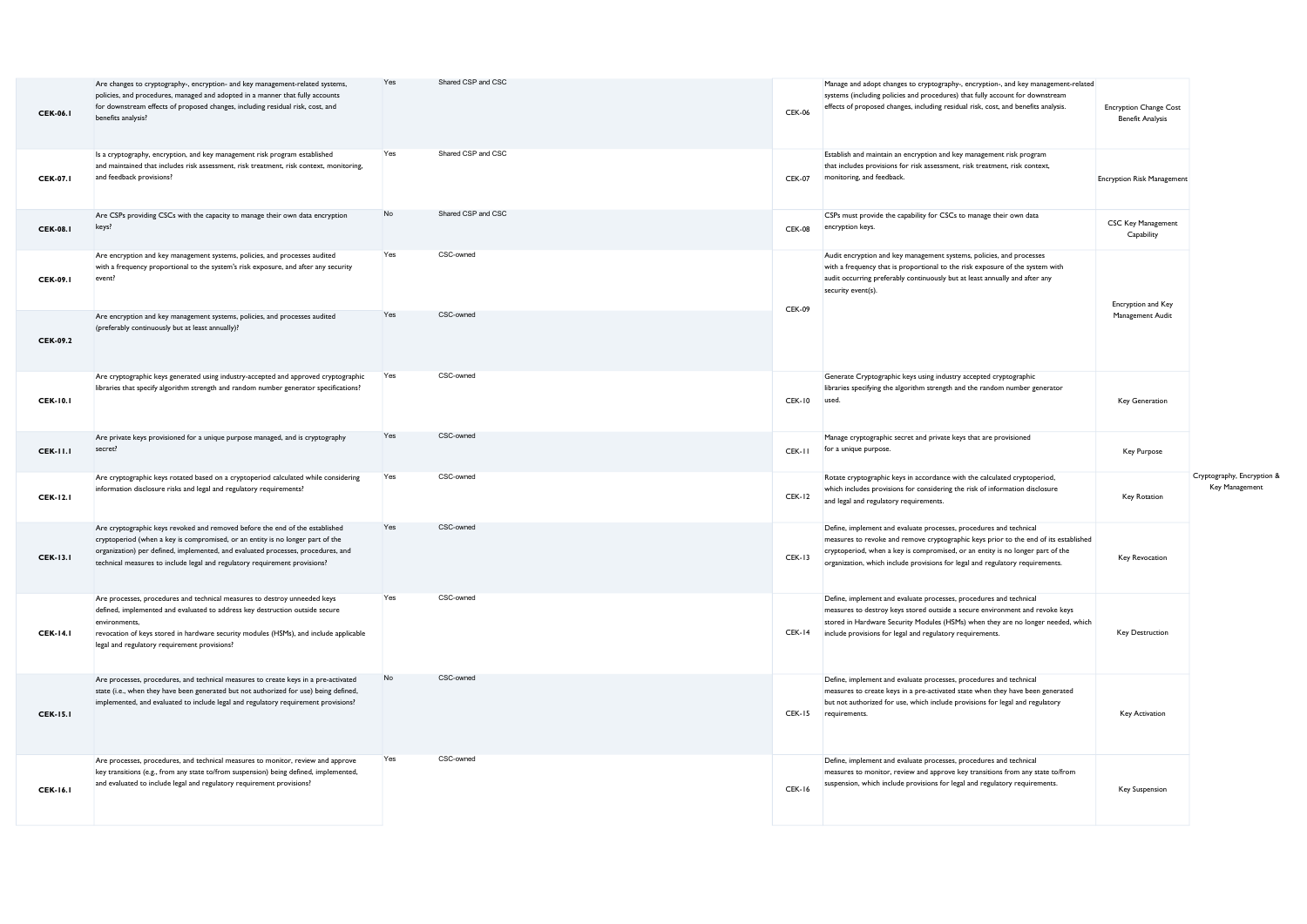| | | | | | | | |
|---|---|---|---|---|---|---|---|
| **CEK-06.1** | Are changes to cryptography-, encryption- and key management-related systems, policies, and procedures, managed and adopted in a manner that fully accounts for downstream effects of proposed changes, including residual risk, cost, and benefits analysis? | Yes | Shared CSP and CSC | CEK-06 | Manage and adopt changes to cryptography-, encryption-, and key management-related systems (including policies and procedures) that fully account for downstream effects of proposed changes, including residual risk, cost, and benefits analysis. | Encryption Change Cost Benefit Analysis | Cryptography, Encryption & Key Management |
| **CEK-07.1** | Is a cryptography, encryption, and key management risk program established and maintained that includes risk assessment, risk treatment, risk context, monitoring, and feedback provisions? | Yes | Shared CSP and CSC | CEK-07 | Establish and maintain an encryption and key management risk program that includes provisions for risk assessment, risk treatment, risk context, monitoring, and feedback. | Encryption Risk Management | |
| **CEK-08.1** | Are CSPs providing CSCs with the capacity to manage their own data encryption keys? | No | Shared CSP and CSC | CEK-08 | CSPs must provide the capability for CSCs to manage their own data encryption keys. | CSC Key Management Capability | |
| **CEK-09.1** | Are encryption and key management systems, policies, and processes audited with a frequency proportional to the system's risk exposure, and after any security event? | Yes | CSC-owned | CEK-09 | Audit encryption and key management systems, policies, and processes with a frequency that is proportional to the risk exposure of the system with audit occurring preferably continuously but at least annually and after any security event(s). | Encryption and Key Management Audit | |
| **CEK-09.2** | Are encryption and key management systems, policies, and processes audited (preferably continuously but at least annually)? | Yes | CSC-owned | | | | |
| **CEK-10.1** | Are cryptographic keys generated using industry-accepted and approved cryptographic libraries that specify algorithm strength and random number generator specifications? | Yes | CSC-owned | CEK-10 | Generate Cryptographic keys using industry accepted cryptographic libraries specifying the algorithm strength and the random number generator used. | Key Generation | |
| **CEK-11.1** | Are private keys provisioned for a unique purpose managed, and is cryptography secret? | Yes | CSC-owned | CEK-11 | Manage cryptographic secret and private keys that are provisioned for a unique purpose. | Key Purpose | |
| **CEK-12.1** | Are cryptographic keys rotated based on a cryptoperiod calculated while considering information disclosure risks and legal and regulatory requirements? | Yes | CSC-owned | CEK-12 | Rotate cryptographic keys in accordance with the calculated cryptoperiod, which includes provisions for considering the risk of information disclosure and legal and regulatory requirements. | Key Rotation | |
| **CEK-13.1** | Are cryptographic keys revoked and removed before the end of the established cryptoperiod (when a key is compromised, or an entity is no longer part of the organization) per defined, implemented, and evaluated processes, procedures, and technical measures to include legal and regulatory requirement provisions? | Yes | CSC-owned | CEK-13 | Define, implement and evaluate processes, procedures and technical measures to revoke and remove cryptographic keys prior to the end of its established cryptoperiod, when a key is compromised, or an entity is no longer part of the organization, which include provisions for legal and regulatory requirements. | Key Revocation | |
| **CEK-14.1** | Are processes, procedures and technical measures to destroy unneeded keys defined, implemented and evaluated to address key destruction outside secure environments, revocation of keys stored in hardware security modules (HSMs), and include applicable legal and regulatory requirement provisions? | Yes | CSC-owned | CEK-14 | Define, implement and evaluate processes, procedures and technical measures to destroy keys stored outside a secure environment and revoke keys stored in Hardware Security Modules (HSMs) when they are no longer needed, which include provisions for legal and regulatory requirements. | Key Destruction | |
| **CEK-15.1** | Are processes, procedures, and technical measures to create keys in a pre-activated state (i.e., when they have been generated but not authorized for use) being defined, implemented, and evaluated to include legal and regulatory requirement provisions? | No | CSC-owned | CEK-15 | Define, implement and evaluate processes, procedures and technical measures to create keys in a pre-activated state when they have been generated but not authorized for use, which include provisions for legal and regulatory requirements. | Key Activation | |
| **CEK-16.1** | Are processes, procedures, and technical measures to monitor, review and approve key transitions (e.g., from any state to/from suspension) being defined, implemented, and evaluated to include legal and regulatory requirement provisions? | Yes | CSC-owned | CEK-16 | Define, implement and evaluate processes, procedures and technical measures to monitor, review and approve key transitions from any state to/from suspension, which include provisions for legal and regulatory requirements. | Key Suspension | |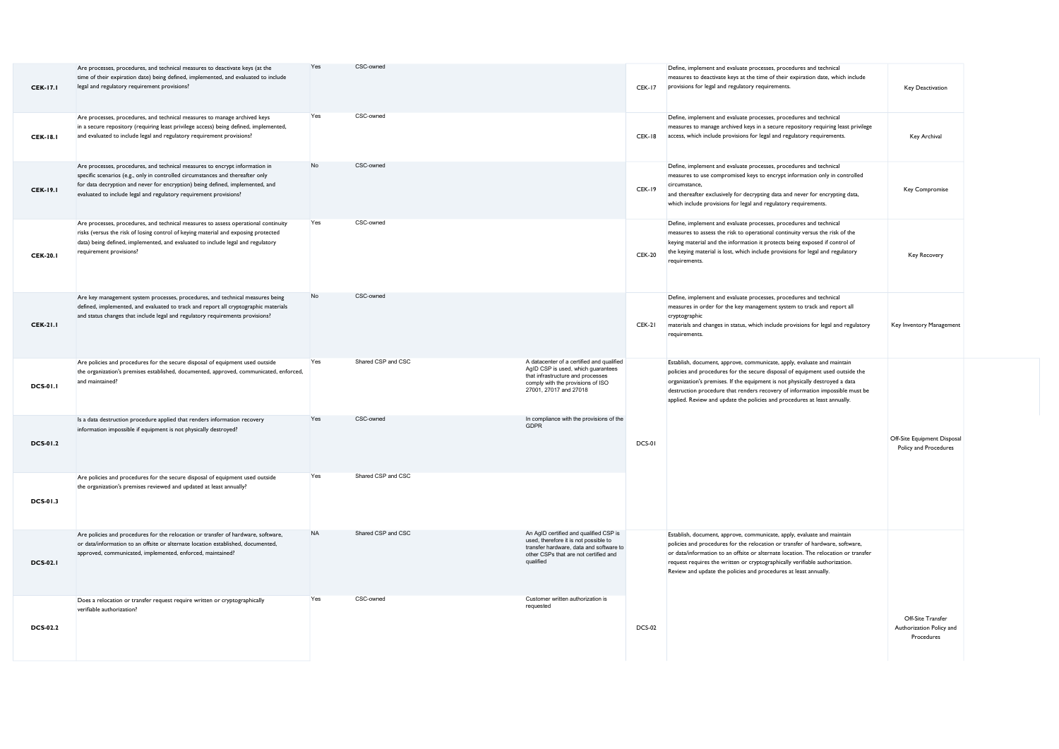| | | | | | | | |
|---|---|---|---|---|---|---|---|
| **CEK-17.1** | Are processes, procedures, and technical measures to deactivate keys (at the time of their expiration date) being defined, implemented, and evaluated to include legal and regulatory requirement provisions? | Yes | CSC-owned | | CEK-17 | Define, implement and evaluate processes, procedures and technical measures to deactivate keys at the time of their expiration date, which include provisions for legal and regulatory requirements. | Key Deactivation |
| **CEK-18.1** | Are processes, procedures, and technical measures to manage archived keys in a secure repository (requiring least privilege access) being defined, implemented, and evaluated to include legal and regulatory requirement provisions? | Yes | CSC-owned | | CEK-18 | Define, implement and evaluate processes, procedures and technical measures to manage archived keys in a secure repository requiring least privilege access, which include provisions for legal and regulatory requirements. | Key Archival |
| **CEK-19.1** | Are processes, procedures, and technical measures to encrypt information in specific scenarios (e.g., only in controlled circumstances and thereafter only for data decryption and never for encryption) being defined, implemented, and evaluated to include legal and regulatory requirement provisions? | No | CSC-owned | | CEK-19 | Define, implement and evaluate processes, procedures and technical measures to use compromised keys to encrypt information only in controlled circumstance, and thereafter exclusively for decrypting data and never for encrypting data, which include provisions for legal and regulatory requirements. | Key Compromise |
| **CEK-20.1** | Are processes, procedures, and technical measures to assess operational continuity risks (versus the risk of losing control of keying material and exposing protected data) being defined, implemented, and evaluated to include legal and regulatory requirement provisions? | Yes | CSC-owned | | CEK-20 | Define, implement and evaluate processes, procedures and technical measures to assess the risk to operational continuity versus the risk of the keying material and the information it protects being exposed if control of the keying material is lost, which include provisions for legal and regulatory requirements. | Key Recovery |
| **CEK-21.1** | Are key management system processes, procedures, and technical measures being defined, implemented, and evaluated to track and report all cryptographic materials and status changes that include legal and regulatory requirements provisions? | No | CSC-owned | | CEK-21 | Define, implement and evaluate processes, procedures and technical measures in order for the key management system to track and report all cryptographic materials and changes in status, which include provisions for legal and regulatory requirements. | Key Inventory Management |
| **DCS-01.1** | Are policies and procedures for the secure disposal of equipment used outside the organization's premises established, documented, approved, communicated, enforced, and maintained? | Yes | Shared CSP and CSC | A datacenter of a certified and qualified AgID CSP is used, which guarantees that infrastructure and processes comply with the provisions of ISO 27001, 27017 and 27018 | DCS-01 | Establish, document, approve, communicate, apply, evaluate and maintain policies and procedures for the secure disposal of equipment used outside the organization's premises. If the equipment is not physically destroyed a data destruction procedure that renders recovery of information impossible must be applied. Review and update the policies and procedures at least annually. | Off-Site Equipment Disposal Policy and Procedures |
| **DCS-01.2** | Is a data destruction procedure applied that renders information recovery information impossible if equipment is not physically destroyed? | Yes | CSC-owned | In compliance with the provisions of the GDPR | | | |
| **DCS-01.3** | Are policies and procedures for the secure disposal of equipment used outside the organization's premises reviewed and updated at least annually? | Yes | Shared CSP and CSC | | | | |
| **DCS-02.1** | Are policies and procedures for the relocation or transfer of hardware, software, or data/information to an offsite or alternate location established, documented, approved, communicated, implemented, enforced, maintained? | NA | Shared CSP and CSC | An AgID certified and qualified CSP is used, therefore it is not possible to transfer hardware, data and software to other CSPs that are not certified and qualified | DCS-02 | Establish, document, approve, communicate, apply, evaluate and maintain policies and procedures for the relocation or transfer of hardware, software, or data/information to an offsite or alternate location. The relocation or transfer request requires the written or cryptographically verifiable authorization. Review and update the policies and procedures at least annually. | Off-Site Transfer Authorization Policy and Procedures |
| **DCS-02.2** | Does a relocation or transfer request require written or cryptographically verifiable authorization? | Yes | CSC-owned | Customer written authorization is requested | | | |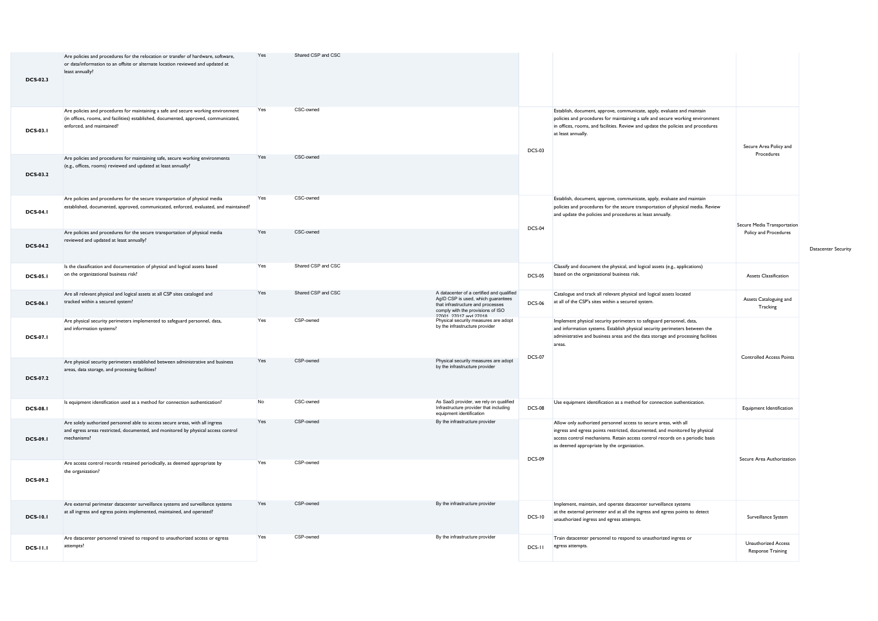| | | | | | | | | | |
|---|---|---|---|---|---|---|---|---|---|
| DCS-02.3 | Are policies and procedures for the relocation or transfer of hardware, software, or data/information to an offsite or alternate location reviewed and updated at least annually? | Yes | Shared CSP and CSC | | | | | | |
| DCS-03.1 | Are policies and procedures for maintaining a safe and secure working environment (in offices, rooms, and facilities) established, documented, approved, communicated, enforced, and maintained? | Yes | CSC-owned | | | DCS-03 | Establish, document, approve, communicate, apply, evaluate and maintain policies and procedures for maintaining a safe and secure working environment in offices, rooms, and facilities. Review and update the policies and procedures at least annually. | Secure Area Policy and Procedures | |
| DCS-03.2 | Are policies and procedures for maintaining safe, secure working environments (e.g., offices, rooms) reviewed and updated at least annually? | Yes | CSC-owned | | | | | | |
| DCS-04.1 | Are policies and procedures for the secure transportation of physical media established, documented, approved, communicated, enforced, evaluated, and maintained? | Yes | CSC-owned | | | DCS-04 | Establish, document, approve, communicate, apply, evaluate and maintain policies and procedures for the secure transportation of physical media. Review and update the policies and procedures at least annually. | Secure Media Transportation Policy and Procedures | |
| DCS-04.2 | Are policies and procedures for the secure transportation of physical media reviewed and updated at least annually? | Yes | CSC-owned | | | | | | Datacenter Security |
| DCS-05.1 | Is the classification and documentation of physical and logical assets based on the organizational business risk? | Yes | Shared CSP and CSC | | | DCS-05 | Classify and document the physical, and logical assets (e.g., applications) based on the organizational business risk. | Assets Classification | |
| DCS-06.1 | Are all relevant physical and logical assets at all CSP sites cataloged and tracked within a secured system? | Yes | Shared CSP and CSC | A datacenter of a certified and qualified AgID CSP is used, which guarantees that infrastructure and processes comply with the provisions of ISO 27001, 27017 and 27018 | | DCS-06 | Catalogue and track all relevant physical and logical assets located at all of the CSP's sites within a secured system. | Assets Cataloguing and Tracking | |
| DCS-07.1 | Are physical security perimeters implemented to safeguard personnel, data, and information systems? | Yes | CSP-owned | Physical security measures are adopt by the infrastructure provider | | DCS-07 | Implement physical security perimeters to safeguard personnel, data, and information systems. Establish physical security perimeters between the administrative and business areas and the data storage and processing facilities areas. | Controlled Access Points | |
| DCS-07.2 | Are physical security perimeters established between administrative and business areas, data storage, and processing facilities? | Yes | CSP-owned | Physical security measures are adopt by the infrastructure provider | | | | | |
| DCS-08.1 | Is equipment identification used as a method for connection authentication? | No | CSC-owned | As SaaS provider, we rely on qualified Infrastructure provider that including equipment identification | | DCS-08 | Use equipment identification as a method for connection authentication. | Equipment Identification | |
| DCS-09.1 | Are solely authorized personnel able to access secure areas, with all ingress and egress areas restricted, documented, and monitored by physical access control mechanisms? | Yes | CSP-owned | By the infrastructure provider | | DCS-09 | Allow only authorized personnel access to secure areas, with all ingress and egress points restricted, documented, and monitored by physical access control mechanisms. Retain access control records on a periodic basis as deemed appropriate by the organization. | Secure Area Authorization | |
| DCS-09.2 | Are access control records retained periodically, as deemed appropriate by the organization? | Yes | CSP-owned | | | | | | |
| DCS-10.1 | Are external perimeter datacenter surveillance systems and surveillance systems at all ingress and egress points implemented, maintained, and operated? | Yes | CSP-owned | By the infrastructure provider | | DCS-10 | Implement, maintain, and operate datacenter surveillance systems at the external perimeter and at all the ingress and egress points to detect unauthorized ingress and egress attempts. | Surveillance System | |
| DCS-11.1 | Are datacenter personnel trained to respond to unauthorized access or egress attempts? | Yes | CSP-owned | By the infrastructure provider | | DCS-11 | Train datacenter personnel to respond to unauthorized ingress or egress attempts. | Unauthorized Access Response Training | |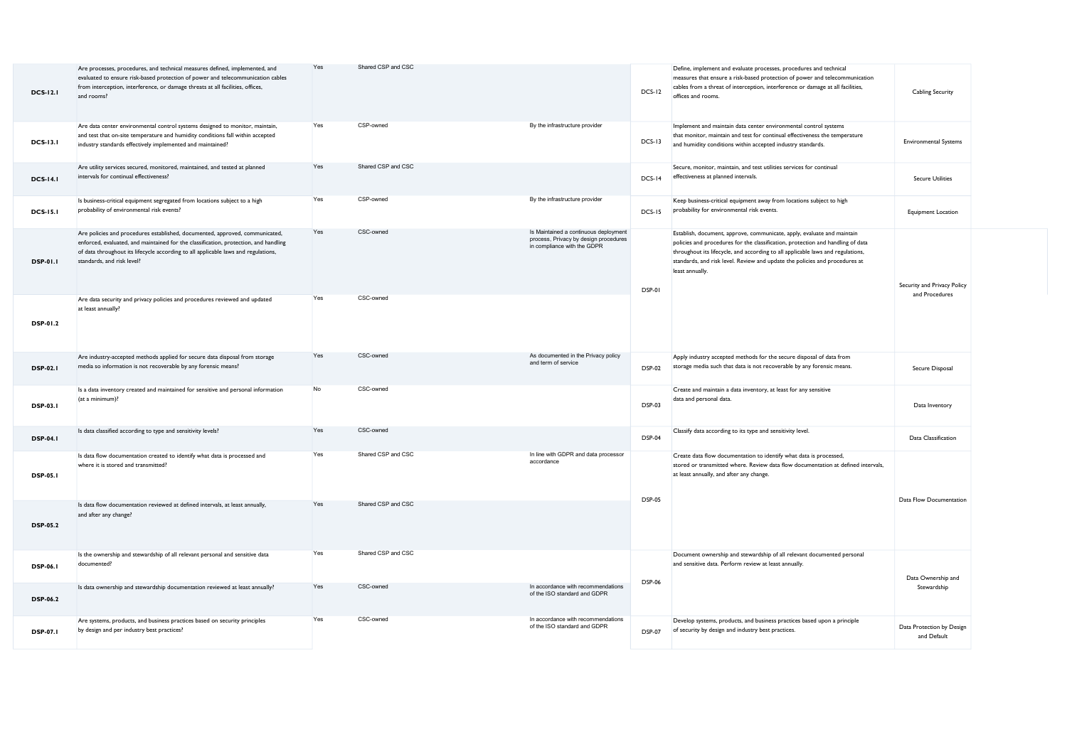| | | | | | | | |
|---|---|---|---|---|---|---|---|
| **DCS-12.1** | Are processes, procedures, and technical measures defined, implemented, and evaluated to ensure risk-based protection of power and telecommunication cables from interception, interference, or damage threats at all facilities, offices, and rooms? | Yes | Shared CSP and CSC | | DCS-12 | Define, implement and evaluate processes, procedures and technical measures that ensure a risk-based protection of power and telecommunication cables from a threat of interception, interference or damage at all facilities, offices and rooms. | Cabling Security |
| **DCS-13.1** | Are data center environmental control systems designed to monitor, maintain, and test that on-site temperature and humidity conditions fall within accepted industry standards effectively implemented and maintained? | Yes | CSP-owned | By the infrastructure provider | DCS-13 | Implement and maintain data center environmental control systems that monitor, maintain and test for continual effectiveness the temperature and humidity conditions within accepted industry standards. | Environmental Systems |
| **DCS-14.1** | Are utility services secured, monitored, maintained, and tested at planned intervals for continual effectiveness? | Yes | Shared CSP and CSC | | DCS-14 | Secure, monitor, maintain, and test utilities services for continual effectiveness at planned intervals. | Secure Utilities |
| **DCS-15.1** | Is business-critical equipment segregated from locations subject to a high probability of environmental risk events? | Yes | CSP-owned | By the infrastructure provider | DCS-15 | Keep business-critical equipment away from locations subject to high probability for environmental risk events. | Equipment Location |
| **DSP-01.1** | Are policies and procedures established, documented, approved, communicated, enforced, evaluated, and maintained for the classification, protection, and handling of data throughout its lifecycle according to all applicable laws and regulations, standards, and risk level? | Yes | CSC-owned | Is Maintained a continuous deployment process, Privacy by design procedures in compliance with the GDPR | DSP-01 | Establish, document, approve, communicate, apply, evaluate and maintain policies and procedures for the classification, protection and handling of data throughout its lifecycle, and according to all applicable laws and regulations, standards, and risk level. Review and update the policies and procedures at least annually. | Security and Privacy Policy and Procedures |
| **DSP-01.2** | Are data security and privacy policies and procedures reviewed and updated at least annually? | Yes | CSC-owned | | | | |
| **DSP-02.1** | Are industry-accepted methods applied for secure data disposal from storage media so information is not recoverable by any forensic means? | Yes | CSC-owned | As documented in the Privacy policy and term of service | DSP-02 | Apply industry accepted methods for the secure disposal of data from storage media such that data is not recoverable by any forensic means. | Secure Disposal |
| **DSP-03.1** | Is a data inventory created and maintained for sensitive and personal information (at a minimum)? | No | CSC-owned | | DSP-03 | Create and maintain a data inventory, at least for any sensitive data and personal data. | Data Inventory |
| **DSP-04.1** | Is data classified according to type and sensitivity levels? | Yes | CSC-owned | | DSP-04 | Classify data according to its type and sensitivity level. | Data Classification |
| **DSP-05.1** | Is data flow documentation created to identify what data is processed and where it is stored and transmitted? | Yes | Shared CSP and CSC | In line with GDPR and data processor accordance | DSP-05 | Create data flow documentation to identify what data is processed, stored or transmitted where. Review data flow documentation at defined intervals, at least annually, and after any change. | Data Flow Documentation |
| **DSP-05.2** | Is data flow documentation reviewed at defined intervals, at least annually, and after any change? | Yes | Shared CSP and CSC | | | | |
| **DSP-06.1** | Is the ownership and stewardship of all relevant personal and sensitive data documented? | Yes | Shared CSP and CSC | | DSP-06 | Document ownership and stewardship of all relevant documented personal and sensitive data. Perform review at least annually. | Data Ownership and Stewardship |
| **DSP-06.2** | Is data ownership and stewardship documentation reviewed at least annually? | Yes | CSC-owned | In accordance with recommendations of the ISO standard and GDPR | | | |
| **DSP-07.1** | Are systems, products, and business practices based on security principles by design and per industry best practices? | Yes | CSC-owned | In accordance with recommendations of the ISO standard and GDPR | DSP-07 | Develop systems, products, and business practices based upon a principle of security by design and industry best practices. | Data Protection by Design and Default |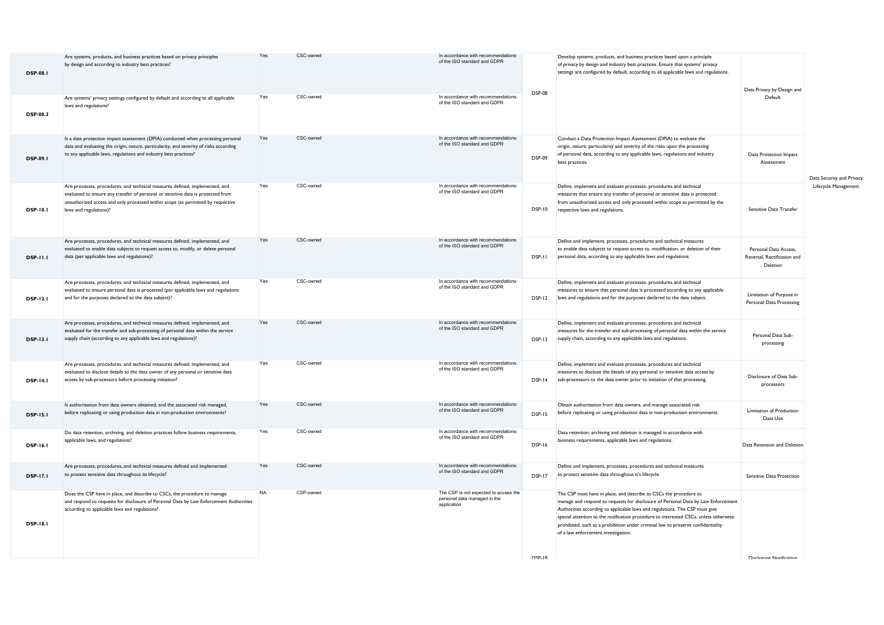| | | | | | | | | |
|---|---|---|---|---|---|---|---|---|
| DSP-08.1 | Are systems, products, and business practices based on privacy principles by design and according to industry best practices? | Yes | CSC-owned | In accordance with recommendations of the ISO standard and GDPR | DSP-08 | Develop systems, products, and business practices based upon a principle of privacy by design and industry best practices. Ensure that systems' privacy settings are configured by default, according to all applicable laws and regulations. | Data Privacy by Design and Default | Data Security and Privacy Lifecycle Management |
| DSP-08.2 | Are systems' privacy settings configured by default and according to all applicable laws and regulations? | Yes | CSC-owned | In accordance with recommendations of the ISO standard and GDPR | | | | |
| DSP-09.1 | Is a data protection impact assessment (DPIA) conducted when processing personal data and evaluating the origin, nature, particularity, and severity of risks according to any applicable laws, regulations and industry best practices? | Yes | CSC-owned | In accordance with recommendations of the ISO standard and GDPR | DSP-09 | Conduct a Data Protection Impact Assessment (DPIA) to evaluate the origin, nature, particularity and severity of the risks upon the processing of personal data, according to any applicable laws, regulations and industry best practices. | Data Protection Impact Assessment | |
| DSP-10.1 | Are processes, procedures, and technical measures defined, implemented, and evaluated to ensure any transfer of personal or sensitive data is protected from unauthorized access and only processed within scope (as permitted by respective laws and regulations)? | Yes | CSC-owned | In accordance with recommendations of the ISO standard and GDPR | DSP-10 | Define, implement and evaluate processes, procedures and technical measures that ensure any transfer of personal or sensitive data is protected from unauthorized access and only processed within scope as permitted by the respective laws and regulations. | Sensitive Data Transfer | |
| DSP-11.1 | Are processes, procedures, and technical measures defined, implemented, and evaluated to enable data subjects to request access to, modify, or delete personal data (per applicable laws and regulations)? | Yes | CSC-owned | In accordance with recommendations of the ISO standard and GDPR | DSP-11 | Define and implement, processes, procedures and technical measures to enable data subjects to request access to, modification, or deletion of their personal data, according to any applicable laws and regulations. | Personal Data Access, Reversal, Rectification and Deletion | |
| DSP-12.1 | Are processes, procedures, and technical measures defined, implemented, and evaluated to ensure personal data is processed (per applicable laws and regulations and for the purposes declared to the data subject)? | Yes | CSC-owned | In accordance with recommendations of the ISO standard and GDPR | DSP-12 | Define, implement and evaluate processes, procedures and technical measures to ensure that personal data is processed according to any applicable laws and regulations and for the purposes declared to the data subject. | Limitation of Purpose in Personal Data Processing | |
| DSP-13.1 | Are processes, procedures, and technical measures defined, implemented, and evaluated for the transfer and sub-processing of personal data within the service supply chain (according to any applicable laws and regulations)? | Yes | CSC-owned | In accordance with recommendations of the ISO standard and GDPR | DSP-13 | Define, implement and evaluate processes, procedures and technical measures for the transfer and sub-processing of personal data within the service supply chain, according to any applicable laws and regulations. | Personal Data Sub-processing | |
| DSP-14.1 | Are processes, procedures, and technical measures defined, implemented, and evaluated to disclose details to the data owner of any personal or sensitive data access by sub-processors before processing initiation? | Yes | CSC-owned | In accordance with recommendations of the ISO standard and GDPR | DSP-14 | Define, implement and evaluate processes, procedures and technical measures to disclose the details of any personal or sensitive data access by sub-processors to the data owner prior to initiation of that processing. | Disclosure of Data Sub-processors | |
| DSP-15.1 | Is authorization from data owners obtained, and the associated risk managed, before replicating or using production data in non-production environments? | Yes | CSC-owned | In accordance with recommendations of the ISO standard and GDPR | DSP-15 | Obtain authorization from data owners, and manage associated risk before replicating or using production data in non-production environments. | Limitation of Production Data Use | |
| DSP-16.1 | Do data retention, archiving, and deletion practices follow business requirements, applicable laws, and regulations? | Yes | CSC-owned | In accordance with recommendations of the ISO standard and GDPR | DSP-16 | Data retention, archiving and deletion is managed in accordance with business requirements, applicable laws and regulations. | Data Retention and Deletion | |
| DSP-17.1 | Are processes, procedures, and technical measures defined and implemented to protect sensitive data throughout its lifecycle? | Yes | CSC-owned | In accordance with recommendations of the ISO standard and GDPR | DSP-17 | Define and implement, processes, procedures and technical measures to protect sensitive data throughout it's lifecycle. | Sensitive Data Protection | |
| DSP-18.1 | Does the CSP have in place, and describe to CSCs, the procedure to manage and respond to requests for disclosure of Personal Data by Law Enforcement Authorities according to applicable laws and regulations? | NA | CSP-owned | The CSP is not expected to access the personal data managed in the application | DSP-18 | The CSP must have in place, and describe to CSCs the procedure to manage and respond to requests for disclosure of Personal Data by Law Enforcement Authorities according to applicable laws and regulations. The CSP must give special attention to the notification procedure to interested CSCs, unless otherwise prohibited, such as a prohibition under criminal law to preserve confidentiality of a law enforcement investigation. | Disclosure Notification | |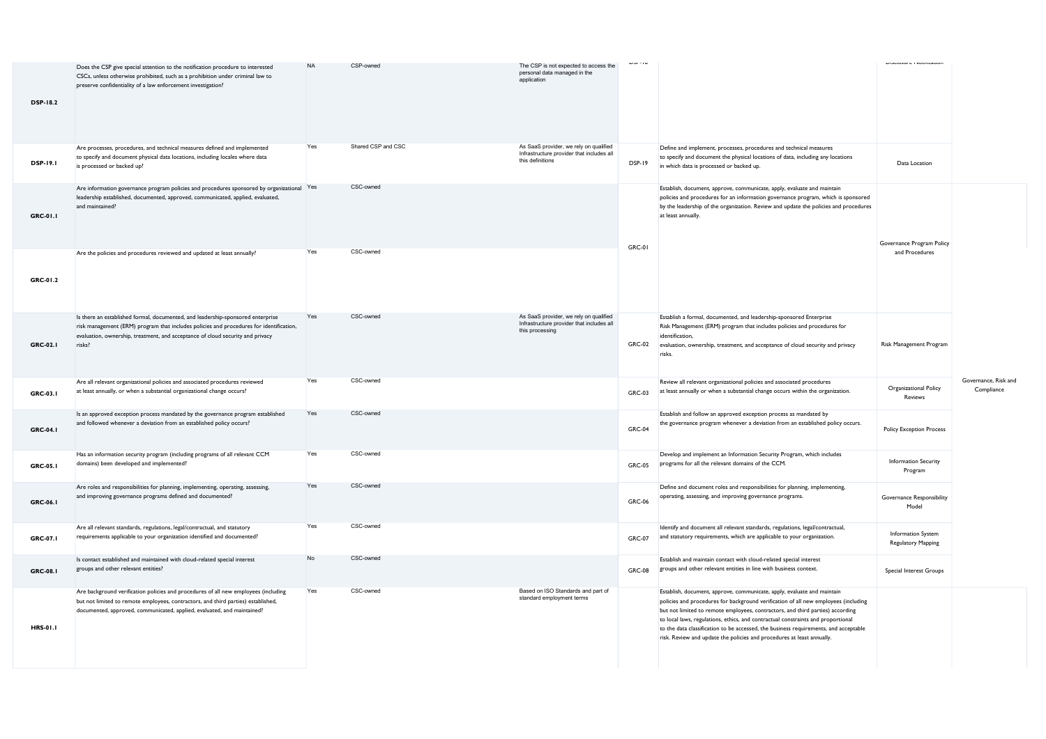| | | | | | | | | |
|---|---|---|---|---|---|---|---|---|
| DSP-18.2 | Does the CSP give special attention to the notification procedure to interested CSCs, unless otherwise prohibited, such as a prohibition under criminal law to preserve confidentiality of a law enforcement investigation? | NA | CSP-owned | The CSP is not expected to access the personal data managed in the application | DSP-18 | | Disclosure Notification | |
| DSP-19.1 | Are processes, procedures, and technical measures defined and implemented to specify and document physical data locations, including locales where data is processed or backed up? | Yes | Shared CSP and CSC | As SaaS provider, we rely on qualified Infrastructure provider that includes all this definitions | DSP-19 | Define and implement, processes, procedures and technical measures to specify and document the physical locations of data, including any locations in which data is processed or backed up. | Data Location | |
| GRC-01.1 | Are information governance program policies and procedures sponsored by organizational leadership established, documented, approved, communicated, applied, evaluated, and maintained? | Yes | CSC-owned | | GRC-01 | Establish, document, approve, communicate, apply, evaluate and maintain policies and procedures for an information governance program, which is sponsored by the leadership of the organization. Review and update the policies and procedures at least annually. | Governance Program Policy and Procedures | Governance, Risk and Compliance |
| GRC-01.2 | Are the policies and procedures reviewed and updated at least annually? | Yes | CSC-owned | | | | | |
| GRC-02.1 | Is there an established formal, documented, and leadership-sponsored enterprise risk management (ERM) program that includes policies and procedures for identification, evaluation, ownership, treatment, and acceptance of cloud security and privacy risks? | Yes | CSC-owned | As SaaS provider, we rely on qualified Infrastructure provider that includes all this processing | GRC-02 | Establish a formal, documented, and leadership-sponsored Enterprise Risk Management (ERM) program that includes policies and procedures for identification, evaluation, ownership, treatment, and acceptance of cloud security and privacy risks. | Risk Management Program | |
| GRC-03.1 | Are all relevant organizational policies and associated procedures reviewed at least annually, or when a substantial organizational change occurs? | Yes | CSC-owned | | GRC-03 | Review all relevant organizational policies and associated procedures at least annually or when a substantial change occurs within the organization. | Organizational Policy Reviews | |
| GRC-04.1 | Is an approved exception process mandated by the governance program established and followed whenever a deviation from an established policy occurs? | Yes | CSC-owned | | GRC-04 | Establish and follow an approved exception process as mandated by the governance program whenever a deviation from an established policy occurs. | Policy Exception Process | |
| GRC-05.1 | Has an information security program (including programs of all relevant CCM domains) been developed and implemented? | Yes | CSC-owned | | GRC-05 | Develop and implement an Information Security Program, which includes programs for all the relevant domains of the CCM. | Information Security Program | |
| GRC-06.1 | Are roles and responsibilities for planning, implementing, operating, assessing, and improving governance programs defined and documented? | Yes | CSC-owned | | GRC-06 | Define and document roles and responsibilities for planning, implementing, operating, assessing, and improving governance programs. | Governance Responsibility Model | |
| GRC-07.1 | Are all relevant standards, regulations, legal/contractual, and statutory requirements applicable to your organization identified and documented? | Yes | CSC-owned | | GRC-07 | Identify and document all relevant standards, regulations, legal/contractual, and statutory requirements, which are applicable to your organization. | Information System Regulatory Mapping | |
| GRC-08.1 | Is contact established and maintained with cloud-related special interest groups and other relevant entities? | No | CSC-owned | | GRC-08 | Establish and maintain contact with cloud-related special interest groups and other relevant entities in line with business context. | Special Interest Groups | |
| HRS-01.1 | Are background verification policies and procedures of all new employees (including but not limited to remote employees, contractors, and third parties) established, documented, approved, communicated, applied, evaluated, and maintained? | Yes | CSC-owned | Based on ISO Standards and part of standard employment terms | | Establish, document, approve, communicate, apply, evaluate and maintain policies and procedures for background verification of all new employees (including but not limited to remote employees, contractors, and third parties) according to local laws, regulations, ethics, and contractual constraints and proportional to the data classification to be accessed, the business requirements, and acceptable risk. Review and update the policies and procedures at least annually. | | |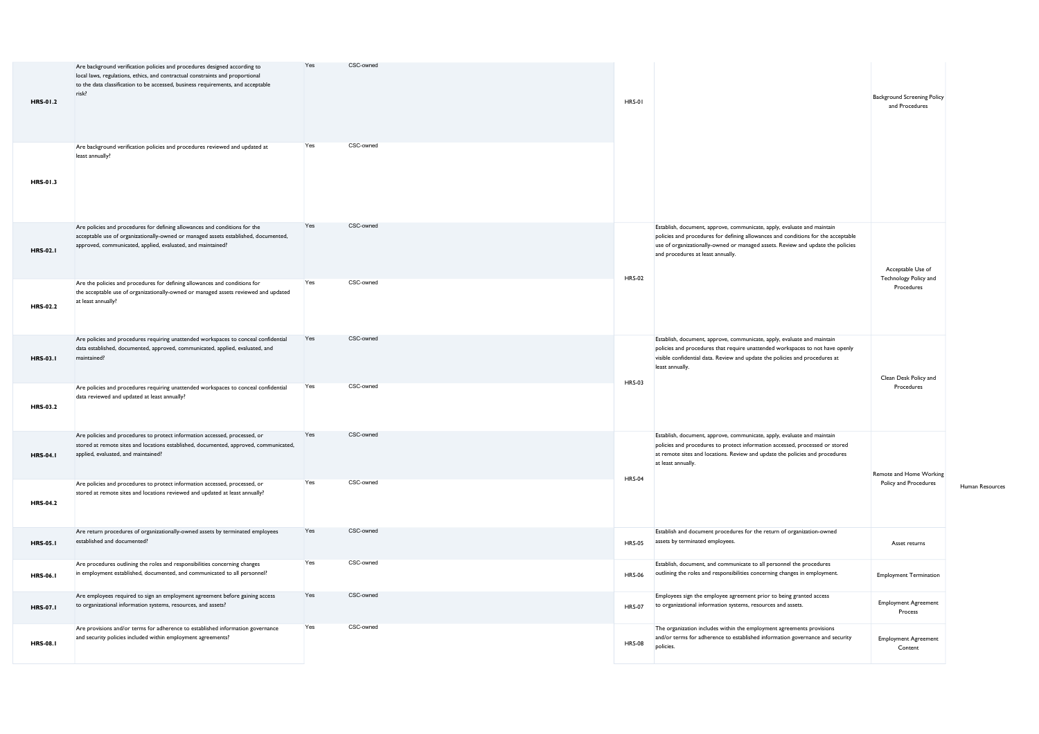| | | | | | | | | |
|---|---|---|---|---|---|---|---|---|
| **HRS-01.2** | Are background verification policies and procedures designed according to local laws, regulations, ethics, and contractual constraints and proportional to the data classification to be accessed, business requirements, and acceptable risk? | Yes | CSC-owned | | HRS-01 | | Background Screening Policy and Procedures | |
| **HRS-01.3** | Are background verification policies and procedures reviewed and updated at least annually? | Yes | CSC-owned | | | | | |
| **HRS-02.1** | Are policies and procedures for defining allowances and conditions for the acceptable use of organizationally-owned or managed assets established, documented, approved, communicated, applied, evaluated, and maintained? | Yes | CSC-owned | | HRS-02 | Establish, document, approve, communicate, apply, evaluate and maintain policies and procedures for defining allowances and conditions for the acceptable use of organizationally-owned or managed assets. Review and update the policies and procedures at least annually. | Acceptable Use of Technology Policy and Procedures | |
| **HRS-02.2** | Are the policies and procedures for defining allowances and conditions for the acceptable use of organizationally-owned or managed assets reviewed and updated at least annually? | Yes | CSC-owned | | | | | |
| **HRS-03.1** | Are policies and procedures requiring unattended workspaces to conceal confidential data established, documented, approved, communicated, applied, evaluated, and maintained? | Yes | CSC-owned | | HRS-03 | Establish, document, approve, communicate, apply, evaluate and maintain policies and procedures that require unattended workspaces to not have openly visible confidential data. Review and update the policies and procedures at least annually. | Clean Desk Policy and Procedures | |
| **HRS-03.2** | Are policies and procedures requiring unattended workspaces to conceal confidential data reviewed and updated at least annually? | Yes | CSC-owned | | | | | |
| **HRS-04.1** | Are policies and procedures to protect information accessed, processed, or stored at remote sites and locations established, documented, approved, communicated, applied, evaluated, and maintained? | Yes | CSC-owned | | HRS-04 | Establish, document, approve, communicate, apply, evaluate and maintain policies and procedures to protect information accessed, processed or stored at remote sites and locations. Review and update the policies and procedures at least annually. | Remote and Home Working Policy and Procedures | Human Resources |
| **HRS-04.2** | Are policies and procedures to protect information accessed, processed, or stored at remote sites and locations reviewed and updated at least annually? | Yes | CSC-owned | | | | | |
| **HRS-05.1** | Are return procedures of organizationally-owned assets by terminated employees established and documented? | Yes | CSC-owned | | HRS-05 | Establish and document procedures for the return of organization-owned assets by terminated employees. | Asset returns | |
| **HRS-06.1** | Are procedures outlining the roles and responsibilities concerning changes in employment established, documented, and communicated to all personnel? | Yes | CSC-owned | | HRS-06 | Establish, document, and communicate to all personnel the procedures outlining the roles and responsibilities concerning changes in employment. | Employment Termination | |
| **HRS-07.1** | Are employees required to sign an employment agreement before gaining access to organizational information systems, resources, and assets? | Yes | CSC-owned | | HRS-07 | Employees sign the employee agreement prior to being granted access to organizational information systems, resources and assets. | Employment Agreement Process | |
| **HRS-08.1** | Are provisions and/or terms for adherence to established information governance and security policies included within employment agreements? | Yes | CSC-owned | | HRS-08 | The organization includes within the employment agreements provisions and/or terms for adherence to established information governance and security policies. | Employment Agreement Content | |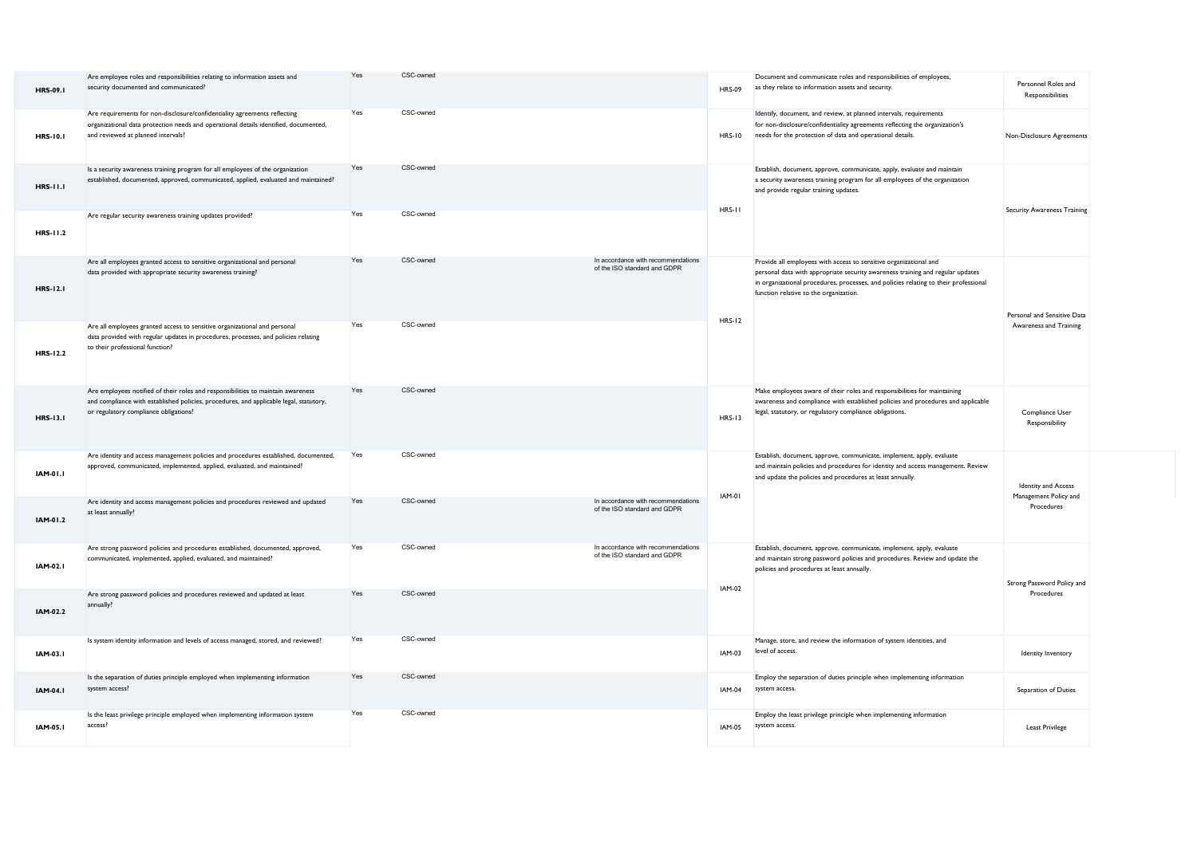| | | | | | | | |
|---|---|---|---|---|---|---|---|
| **HRS-09.1** | Are employee roles and responsibilities relating to information assets and security documented and communicated? | Yes | CSC-owned | | HRS-09 | Document and communicate roles and responsibilities of employees, as they relate to information assets and security. | Personnel Roles and Responsibilities |
| **HRS-10.1** | Are requirements for non-disclosure/confidentiality agreements reflecting organizational data protection needs and operational details identified, documented, and reviewed at planned intervals? | Yes | CSC-owned | | HRS-10 | Identify, document, and review, at planned intervals, requirements for non-disclosure/confidentiality agreements reflecting the organization's needs for the protection of data and operational details. | Non-Disclosure Agreements |
| **HRS-11.1** | Is a security awareness training program for all employees of the organization established, documented, approved, communicated, applied, evaluated and maintained? | Yes | CSC-owned | | HRS-11 | Establish, document, approve, communicate, apply, evaluate and maintain a security awareness training program for all employees of the organization and provide regular training updates. | Security Awareness Training |
| **HRS-11.2** | Are regular security awareness training updates provided? | Yes | CSC-owned | | | | |
| **HRS-12.1** | Are all employees granted access to sensitive organizational and personal data provided with appropriate security awareness training? | Yes | CSC-owned | In accordance with recommendations of the ISO standard and GDPR | HRS-12 | Provide all employees with access to sensitive organizational and personal data with appropriate security awareness training and regular updates in organizational procedures, processes, and policies relating to their professional function relative to the organization. | Personal and Sensitive Data Awareness and Training |
| **HRS-12.2** | Are all employees granted access to sensitive organizational and personal data provided with regular updates in procedures, processes, and policies relating to their professional function? | Yes | CSC-owned | | | | |
| **HRS-13.1** | Are employees notified of their roles and responsibilities to maintain awareness and compliance with established policies, procedures, and applicable legal, statutory, or regulatory compliance obligations? | Yes | CSC-owned | | HRS-13 | Make employees aware of their roles and responsibilities for maintaining awareness and compliance with established policies and procedures and applicable legal, statutory, or regulatory compliance obligations. | Compliance User Responsibility |
| **IAM-01.1** | Are identity and access management policies and procedures established, documented, approved, communicated, implemented, applied, evaluated, and maintained? | Yes | CSC-owned | | IAM-01 | Establish, document, approve, communicate, implement, apply, evaluate and maintain policies and procedures for identity and access management. Review and update the policies and procedures at least annually. | Identity and Access Management Policy and Procedures |
| **IAM-01.2** | Are identity and access management policies and procedures reviewed and updated at least annually? | Yes | CSC-owned | In accordance with recommendations of the ISO standard and GDPR | | | |
| **IAM-02.1** | Are strong password policies and procedures established, documented, approved, communicated, implemented, applied, evaluated, and maintained? | Yes | CSC-owned | In accordance with recommendations of the ISO standard and GDPR | IAM-02 | Establish, document, approve, communicate, implement, apply, evaluate and maintain strong password policies and procedures. Review and update the policies and procedures at least annually. | Strong Password Policy and Procedures |
| **IAM-02.2** | Are strong password policies and procedures reviewed and updated at least annually? | Yes | CSC-owned | | | | |
| **IAM-03.1** | Is system identity information and levels of access managed, stored, and reviewed? | Yes | CSC-owned | | IAM-03 | Manage, store, and review the information of system identities, and level of access. | Identity Inventory |
| **IAM-04.1** | Is the separation of duties principle employed when implementing information system access? | Yes | CSC-owned | | IAM-04 | Employ the separation of duties principle when implementing information system access. | Separation of Duties |
| **IAM-05.1** | Is the least privilege principle employed when implementing information system access? | Yes | CSC-owned | | IAM-05 | Employ the least privilege principle when implementing information system access. | Least Privilege |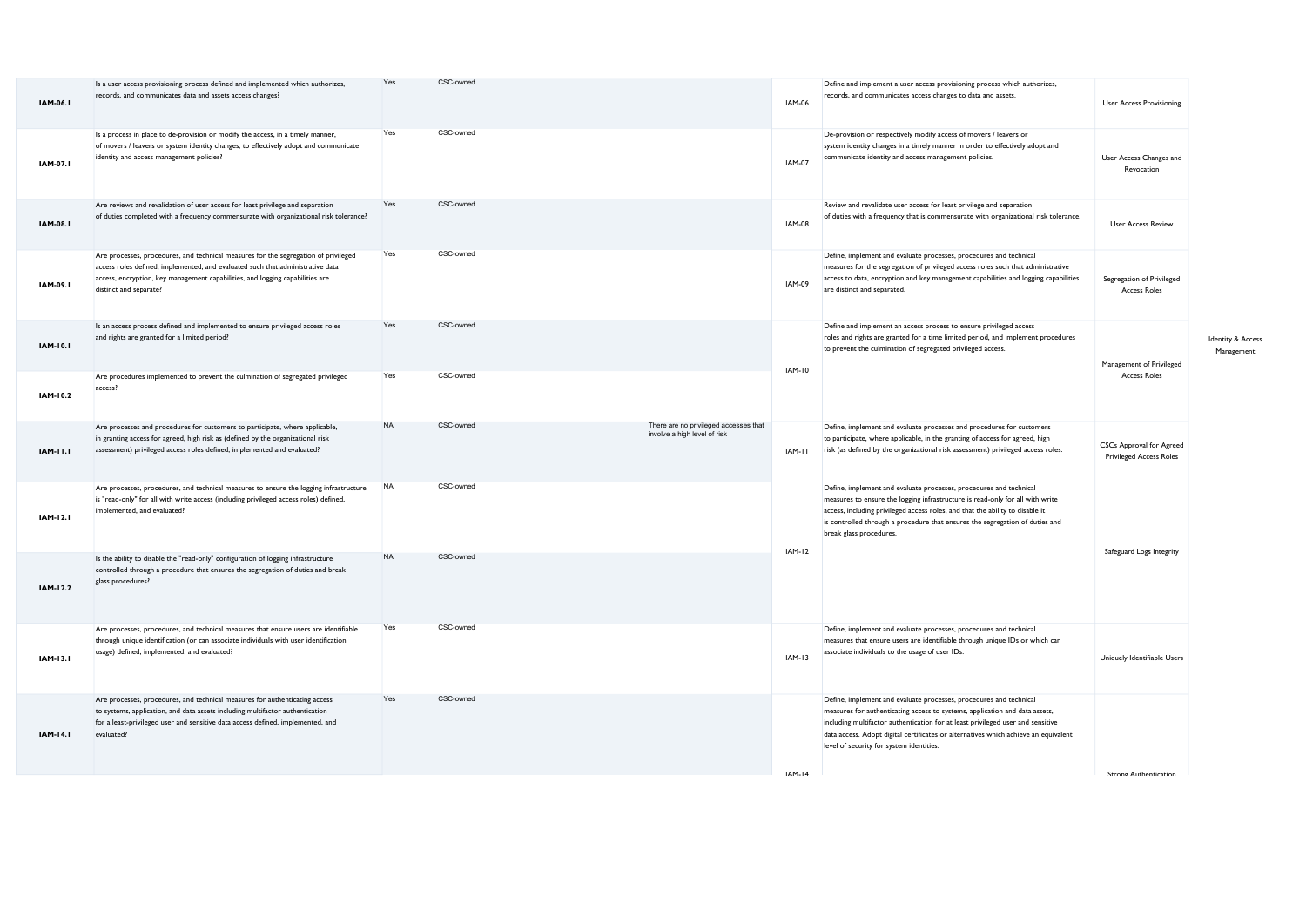| | | | | | | | | |
|---|---|---|---|---|---|---|---|---|
| **IAM-06.1** | Is a user access provisioning process defined and implemented which authorizes, records, and communicates data and assets access changes? | Yes | CSC-owned | | IAM-06 | Define and implement a user access provisioning process which authorizes, records, and communicates access changes to data and assets. | User Access Provisioning | Identity & Access Management |
| **IAM-07.1** | Is a process in place to de-provision or modify the access, in a timely manner, of movers / leavers or system identity changes, to effectively adopt and communicate identity and access management policies? | Yes | CSC-owned | | IAM-07 | De-provision or respectively modify access of movers / leavers or system identity changes in a timely manner in order to effectively adopt and communicate identity and access management policies. | User Access Changes and Revocation | |
| **IAM-08.1** | Are reviews and revalidation of user access for least privilege and separation of duties completed with a frequency commensurate with organizational risk tolerance? | Yes | CSC-owned | | IAM-08 | Review and revalidate user access for least privilege and separation of duties with a frequency that is commensurate with organizational risk tolerance. | User Access Review | |
| **IAM-09.1** | Are processes, procedures, and technical measures for the segregation of privileged access roles defined, implemented, and evaluated such that administrative data access, encryption, key management capabilities, and logging capabilities are distinct and separate? | Yes | CSC-owned | | IAM-09 | Define, implement and evaluate processes, procedures and technical measures for the segregation of privileged access roles such that administrative access to data, encryption and key management capabilities and logging capabilities are distinct and separated. | Segregation of Privileged Access Roles | |
| **IAM-10.1** | Is an access process defined and implemented to ensure privileged access roles and rights are granted for a limited period? | Yes | CSC-owned | | IAM-10 | Define and implement an access process to ensure privileged access roles and rights are granted for a time limited period, and implement procedures to prevent the culmination of segregated privileged access. | Management of Privileged Access Roles | |
| **IAM-10.2** | Are procedures implemented to prevent the culmination of segregated privileged access? | Yes | CSC-owned | | | | | |
| **IAM-11.1** | Are processes and procedures for customers to participate, where applicable, in granting access for agreed, high risk as (defined by the organizational risk assessment) privileged access roles defined, implemented and evaluated? | NA | CSC-owned | There are no privileged accesses that involve a high level of risk | IAM-11 | Define, implement and evaluate processes and procedures for customers to participate, where applicable, in the granting of access for agreed, high risk (as defined by the organizational risk assessment) privileged access roles. | CSCs Approval for Agreed Privileged Access Roles | |
| **IAM-12.1** | Are processes, procedures, and technical measures to ensure the logging infrastructure is "read-only" for all with write access (including privileged access roles) defined, implemented, and evaluated? | NA | CSC-owned | | IAM-12 | Define, implement and evaluate processes, procedures and technical measures to ensure the logging infrastructure is read-only for all with write access, including privileged access roles, and that the ability to disable it is controlled through a procedure that ensures the segregation of duties and break glass procedures. | Safeguard Logs Integrity | |
| **IAM-12.2** | Is the ability to disable the "read-only" configuration of logging infrastructure controlled through a procedure that ensures the segregation of duties and break glass procedures? | NA | CSC-owned | | | | | |
| **IAM-13.1** | Are processes, procedures, and technical measures that ensure users are identifiable through unique identification (or can associate individuals with user identification usage) defined, implemented, and evaluated? | Yes | CSC-owned | | IAM-13 | Define, implement and evaluate processes, procedures and technical measures that ensure users are identifiable through unique IDs or which can associate individuals to the usage of user IDs. | Uniquely Identifiable Users | |
| **IAM-14.1** | Are processes, procedures, and technical measures for authenticating access to systems, application, and data assets including multifactor authentication for a least-privileged user and sensitive data access defined, implemented, and evaluated? | Yes | CSC-owned | | IAM-14 | Define, implement and evaluate processes, procedures and technical measures for authenticating access to systems, application and data assets, including multifactor authentication for at least privileged user and sensitive data access. Adopt digital certificates or alternatives which achieve an equivalent level of security for system identities. | Strong Authentication | |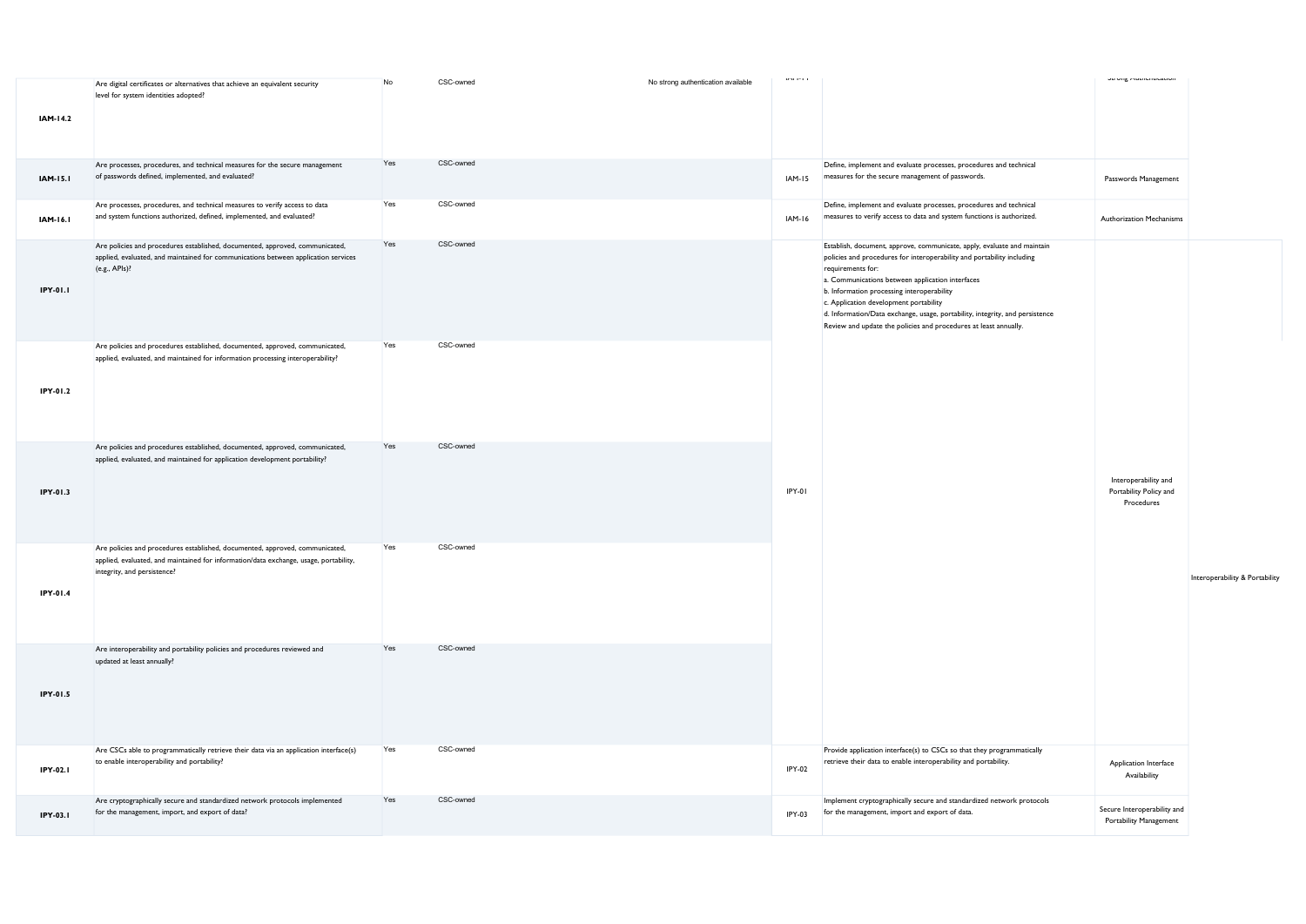| | | | | | | | | | |
|---|---|---|---|---|---|---|---|---|---|
| IAM-14.2 | Are digital certificates or alternatives that achieve an equivalent security level for system identities adopted? | No | CSC-owned | | No strong authentication available | IAM-14 | | Strong Authentication | |
| IAM-15.1 | Are processes, procedures, and technical measures for the secure management of passwords defined, implemented, and evaluated? | Yes | CSC-owned | | | IAM-15 | Define, implement and evaluate processes, procedures and technical measures for the secure management of passwords. | Passwords Management | |
| IAM-16.1 | Are processes, procedures, and technical measures to verify access to data and system functions authorized, defined, implemented, and evaluated? | Yes | CSC-owned | | | IAM-16 | Define, implement and evaluate processes, procedures and technical measures to verify access to data and system functions is authorized. | Authorization Mechanisms | |
| IPY-01.1 | Are policies and procedures established, documented, approved, communicated, applied, evaluated, and maintained for communications between application services (e.g., APIs)? | Yes | CSC-owned | | | IPY-01 | Establish, document, approve, communicate, apply, evaluate and maintain policies and procedures for interoperability and portability including requirements for:<br>a. Communications between application interfaces<br>b. Information processing interoperability<br>c. Application development portability<br>d. Information/Data exchange, usage, portability, integrity, and persistence<br>Review and update the policies and procedures at least annually. | Interoperability and Portability Policy and Procedures | Interoperability & Portability |
| IPY-01.2 | Are policies and procedures established, documented, approved, communicated, applied, evaluated, and maintained for information processing interoperability? | Yes | CSC-owned | | | | | | |
| IPY-01.3 | Are policies and procedures established, documented, approved, communicated, applied, evaluated, and maintained for application development portability? | Yes | CSC-owned | | | | | | |
| IPY-01.4 | Are policies and procedures established, documented, approved, communicated, applied, evaluated, and maintained for information/data exchange, usage, portability, integrity, and persistence? | Yes | CSC-owned | | | | | | |
| IPY-01.5 | Are interoperability and portability policies and procedures reviewed and updated at least annually? | Yes | CSC-owned | | | | | | |
| IPY-02.1 | Are CSCs able to programmatically retrieve their data via an application interface(s) to enable interoperability and portability? | Yes | CSC-owned | | | IPY-02 | Provide application interface(s) to CSCs so that they programmatically retrieve their data to enable interoperability and portability. | Application Interface Availability | |
| IPY-03.1 | Are cryptographically secure and standardized network protocols implemented for the management, import, and export of data? | Yes | CSC-owned | | | IPY-03 | Implement cryptographically secure and standardized network protocols for the management, import and export of data. | Secure Interoperability and Portability Management | |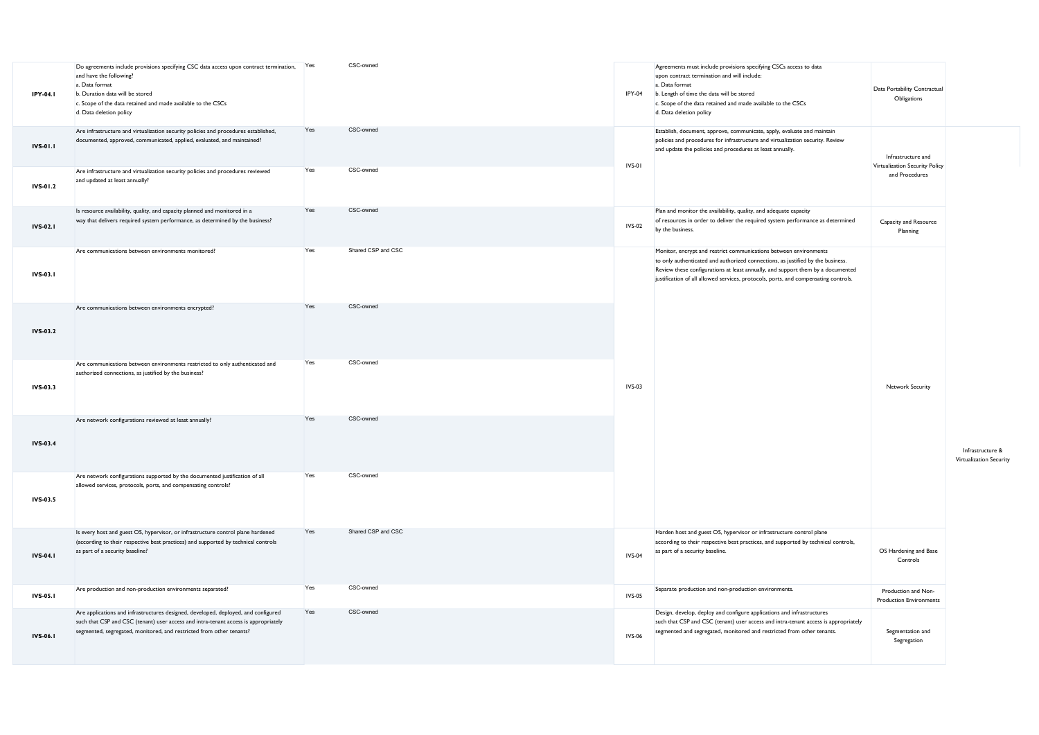| | | | | | | | | |
|---|---|---|---|---|---|---|---|---|
| IPY-04.1 | Do agreements include provisions specifying CSC data access upon contract termination, and have the following?<br>a. Data format<br>b. Duration data will be stored<br>c. Scope of the data retained and made available to the CSCs<br>d. Data deletion policy | Yes | CSC-owned | | IPY-04 | Agreements must include provisions specifying CSCs access to data upon contract termination and will include:<br>a. Data format<br>b. Length of time the data will be stored<br>c. Scope of the data retained and made available to the CSCs<br>d. Data deletion policy | Data Portability Contractual Obligations | |
| IVS-01.1 | Are infrastructure and virtualization security policies and procedures established, documented, approved, communicated, applied, evaluated, and maintained? | Yes | CSC-owned | | IVS-01 | Establish, document, approve, communicate, apply, evaluate and maintain policies and procedures for infrastructure and virtualization security. Review and update the policies and procedures at least annually. | Infrastructure and Virtualization Security Policy and Procedures | Infrastructure & Virtualization Security |
| IVS-01.2 | Are infrastructure and virtualization security policies and procedures reviewed and updated at least annually? | Yes | CSC-owned | | | | | |
| IVS-02.1 | Is resource availability, quality, and capacity planned and monitored in a way that delivers required system performance, as determined by the business? | Yes | CSC-owned | | IVS-02 | Plan and monitor the availability, quality, and adequate capacity of resources in order to deliver the required system performance as determined by the business. | Capacity and Resource Planning | |
| IVS-03.1 | Are communications between environments monitored? | Yes | Shared CSP and CSC | | IVS-03 | Monitor, encrypt and restrict communications between environments to only authenticated and authorized connections, as justified by the business. Review these configurations at least annually, and support them by a documented justification of all allowed services, protocols, ports, and compensating controls. | Network Security | |
| IVS-03.2 | Are communications between environments encrypted? | Yes | CSC-owned | | | | | |
| IVS-03.3 | Are communications between environments restricted to only authenticated and authorized connections, as justified by the business? | Yes | CSC-owned | | | | | |
| IVS-03.4 | Are network configurations reviewed at least annually? | Yes | CSC-owned | | | | | |
| IVS-03.5 | Are network configurations supported by the documented justification of all allowed services, protocols, ports, and compensating controls? | Yes | CSC-owned | | | | | |
| IVS-04.1 | Is every host and guest OS, hypervisor, or infrastructure control plane hardened (according to their respective best practices) and supported by technical controls as part of a security baseline? | Yes | Shared CSP and CSC | | IVS-04 | Harden host and guest OS, hypervisor or infrastructure control plane according to their respective best practices, and supported by technical controls, as part of a security baseline. | OS Hardening and Base Controls | |
| IVS-05.1 | Are production and non-production environments separated? | Yes | CSC-owned | | IVS-05 | Separate production and non-production environments. | Production and Non-Production Environments | |
| IVS-06.1 | Are applications and infrastructures designed, developed, deployed, and configured such that CSP and CSC (tenant) user access and intra-tenant access is appropriately segmented, segregated, monitored, and restricted from other tenants? | Yes | CSC-owned | | IVS-06 | Design, develop, deploy and configure applications and infrastructures such that CSP and CSC (tenant) user access and intra-tenant access is appropriately segmented and segregated, monitored and restricted from other tenants. | Segmentation and Segregation | |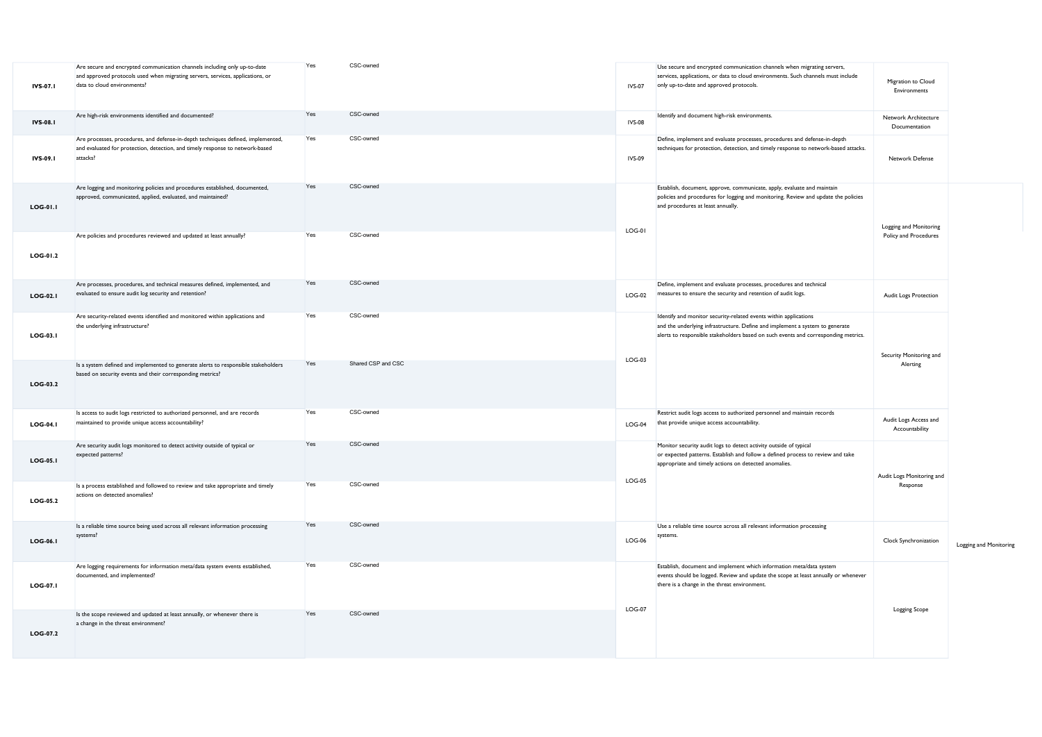| | | | | | | | | |
|---|---|---|---|---|---|---|---|---|
| **IVS-07.1** | Are secure and encrypted communication channels including only up-to-date and approved protocols used when migrating servers, services, applications, or data to cloud environments? | Yes | CSC-owned | | IVS-07 | Use secure and encrypted communication channels when migrating servers, services, applications, or data to cloud environments. Such channels must include only up-to-date and approved protocols. | Migration to Cloud Environments | |
| **IVS-08.1** | Are high-risk environments identified and documented? | Yes | CSC-owned | | IVS-08 | Identify and document high-risk environments. | Network Architecture Documentation | |
| **IVS-09.1** | Are processes, procedures, and defense-in-depth techniques defined, implemented, and evaluated for protection, detection, and timely response to network-based attacks? | Yes | CSC-owned | | IVS-09 | Define, implement and evaluate processes, procedures and defense-in-depth techniques for protection, detection, and timely response to network-based attacks. | Network Defense | |
| **LOG-01.1** | Are logging and monitoring policies and procedures established, documented, approved, communicated, applied, evaluated, and maintained? | Yes | CSC-owned | | LOG-01 | Establish, document, approve, communicate, apply, evaluate and maintain policies and procedures for logging and monitoring. Review and update the policies and procedures at least annually. | Logging and Monitoring Policy and Procedures | Logging and Monitoring |
| **LOG-01.2** | Are policies and procedures reviewed and updated at least annually? | Yes | CSC-owned | | | | | |
| **LOG-02.1** | Are processes, procedures, and technical measures defined, implemented, and evaluated to ensure audit log security and retention? | Yes | CSC-owned | | LOG-02 | Define, implement and evaluate processes, procedures and technical measures to ensure the security and retention of audit logs. | Audit Logs Protection | |
| **LOG-03.1** | Are security-related events identified and monitored within applications and the underlying infrastructure? | Yes | CSC-owned | | LOG-03 | Identify and monitor security-related events within applications and the underlying infrastructure. Define and implement a system to generate alerts to responsible stakeholders based on such events and corresponding metrics. | Security Monitoring and Alerting | |
| **LOG-03.2** | Is a system defined and implemented to generate alerts to responsible stakeholders based on security events and their corresponding metrics? | Yes | Shared CSP and CSC | | | | | |
| **LOG-04.1** | Is access to audit logs restricted to authorized personnel, and are records maintained to provide unique access accountability? | Yes | CSC-owned | | LOG-04 | Restrict audit logs access to authorized personnel and maintain records that provide unique access accountability. | Audit Logs Access and Accountability | |
| **LOG-05.1** | Are security audit logs monitored to detect activity outside of typical or expected patterns? | Yes | CSC-owned | | LOG-05 | Monitor security audit logs to detect activity outside of typical or expected patterns. Establish and follow a defined process to review and take appropriate and timely actions on detected anomalies. | Audit Logs Monitoring and Response | |
| **LOG-05.2** | Is a process established and followed to review and take appropriate and timely actions on detected anomalies? | Yes | CSC-owned | | | | | |
| **LOG-06.1** | Is a reliable time source being used across all relevant information processing systems? | Yes | CSC-owned | | LOG-06 | Use a reliable time source across all relevant information processing systems. | Clock Synchronization | |
| **LOG-07.1** | Are logging requirements for information meta/data system events established, documented, and implemented? | Yes | CSC-owned | | LOG-07 | Establish, document and implement which information meta/data system events should be logged. Review and update the scope at least annually or whenever there is a change in the threat environment. | Logging Scope | |
| **LOG-07.2** | Is the scope reviewed and updated at least annually, or whenever there is a change in the threat environment? | Yes | CSC-owned | | | | | |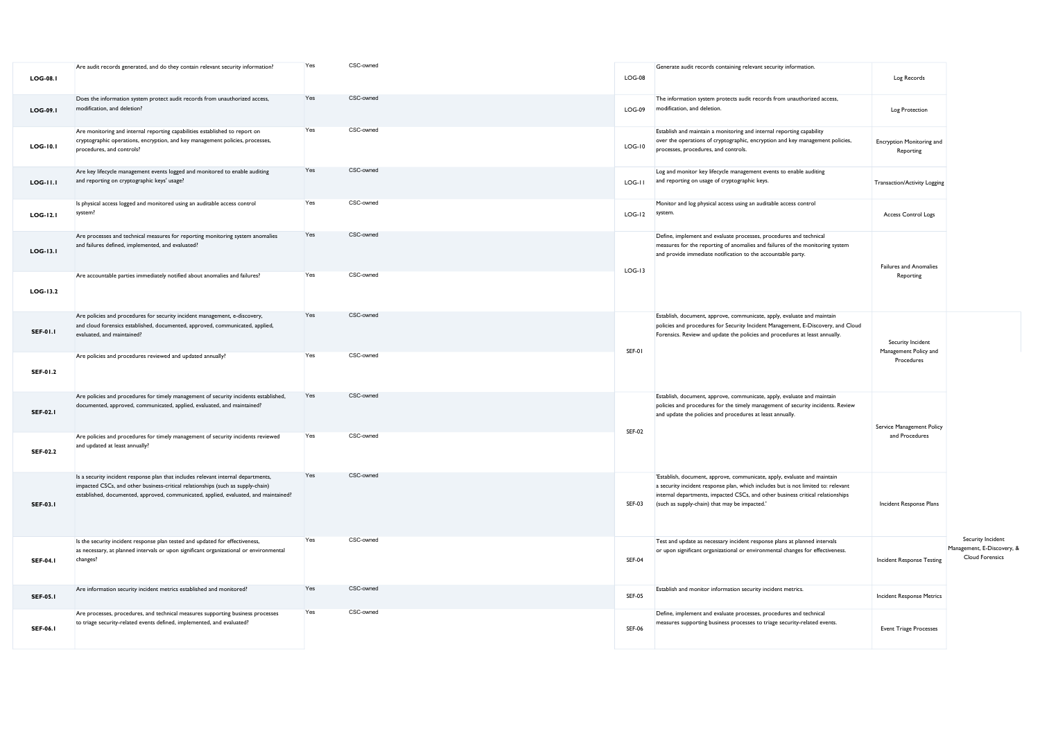| | | | | | | | | |
|---|---|---|---|---|---|---|---|---|
| **LOG-08.1** | Are audit records generated, and do they contain relevant security information? | Yes | CSC-owned | | LOG-08 | Generate audit records containing relevant security information. | Log Records | |
| **LOG-09.1** | Does the information system protect audit records from unauthorized access, modification, and deletion? | Yes | CSC-owned | | LOG-09 | The information system protects audit records from unauthorized access, modification, and deletion. | Log Protection | |
| **LOG-10.1** | Are monitoring and internal reporting capabilities established to report on cryptographic operations, encryption, and key management policies, processes, procedures, and controls? | Yes | CSC-owned | | LOG-10 | Establish and maintain a monitoring and internal reporting capability over the operations of cryptographic, encryption and key management policies, processes, procedures, and controls. | Encryption Monitoring and Reporting | |
| **LOG-11.1** | Are key lifecycle management events logged and monitored to enable auditing and reporting on cryptographic keys' usage? | Yes | CSC-owned | | LOG-11 | Log and monitor key lifecycle management events to enable auditing and reporting on usage of cryptographic keys. | Transaction/Activity Logging | |
| **LOG-12.1** | Is physical access logged and monitored using an auditable access control system? | Yes | CSC-owned | | LOG-12 | Monitor and log physical access using an auditable access control system. | Access Control Logs | |
| **LOG-13.1** | Are processes and technical measures for reporting monitoring system anomalies and failures defined, implemented, and evaluated? | Yes | CSC-owned | | LOG-13 | Define, implement and evaluate processes, procedures and technical measures for the reporting of anomalies and failures of the monitoring system and provide immediate notification to the accountable party. | Failures and Anomalies Reporting | |
| **LOG-13.2** | Are accountable parties immediately notified about anomalies and failures? | Yes | CSC-owned | | | | | |
| **SEF-01.1** | Are policies and procedures for security incident management, e-discovery, and cloud forensics established, documented, approved, communicated, applied, evaluated, and maintained? | Yes | CSC-owned | | SEF-01 | Establish, document, approve, communicate, apply, evaluate and maintain policies and procedures for Security Incident Management, E-Discovery, and Cloud Forensics. Review and update the policies and procedures at least annually. | Security Incident Management Policy and Procedures | Security Incident Management, E-Discovery, & Cloud Forensics |
| **SEF-01.2** | Are policies and procedures reviewed and updated annually? | Yes | CSC-owned | | | | | |
| **SEF-02.1** | Are policies and procedures for timely management of security incidents established, documented, approved, communicated, applied, evaluated, and maintained? | Yes | CSC-owned | | SEF-02 | Establish, document, approve, communicate, apply, evaluate and maintain policies and procedures for the timely management of security incidents. Review and update the policies and procedures at least annually. | Service Management Policy and Procedures | |
| **SEF-02.2** | Are policies and procedures for timely management of security incidents reviewed and updated at least annually? | Yes | CSC-owned | | | | | |
| **SEF-03.1** | Is a security incident response plan that includes relevant internal departments, impacted CSCs, and other business-critical relationships (such as supply-chain) established, documented, approved, communicated, applied, evaluated, and maintained? | Yes | CSC-owned | | SEF-03 | 'Establish, document, approve, communicate, apply, evaluate and maintain a security incident response plan, which includes but is not limited to: relevant internal departments, impacted CSCs, and other business critical relationships (such as supply-chain) that may be impacted.' | Incident Response Plans | |
| **SEF-04.1** | Is the security incident response plan tested and updated for effectiveness, as necessary, at planned intervals or upon significant organizational or environmental changes? | Yes | CSC-owned | | SEF-04 | Test and update as necessary incident response plans at planned intervals or upon significant organizational or environmental changes for effectiveness. | Incident Response Testing | |
| **SEF-05.1** | Are information security incident metrics established and monitored? | Yes | CSC-owned | | SEF-05 | Establish and monitor information security incident metrics. | Incident Response Metrics | |
| **SEF-06.1** | Are processes, procedures, and technical measures supporting business processes to triage security-related events defined, implemented, and evaluated? | Yes | CSC-owned | | SEF-06 | Define, implement and evaluate processes, procedures and technical measures supporting business processes to triage security-related events. | Event Triage Processes | |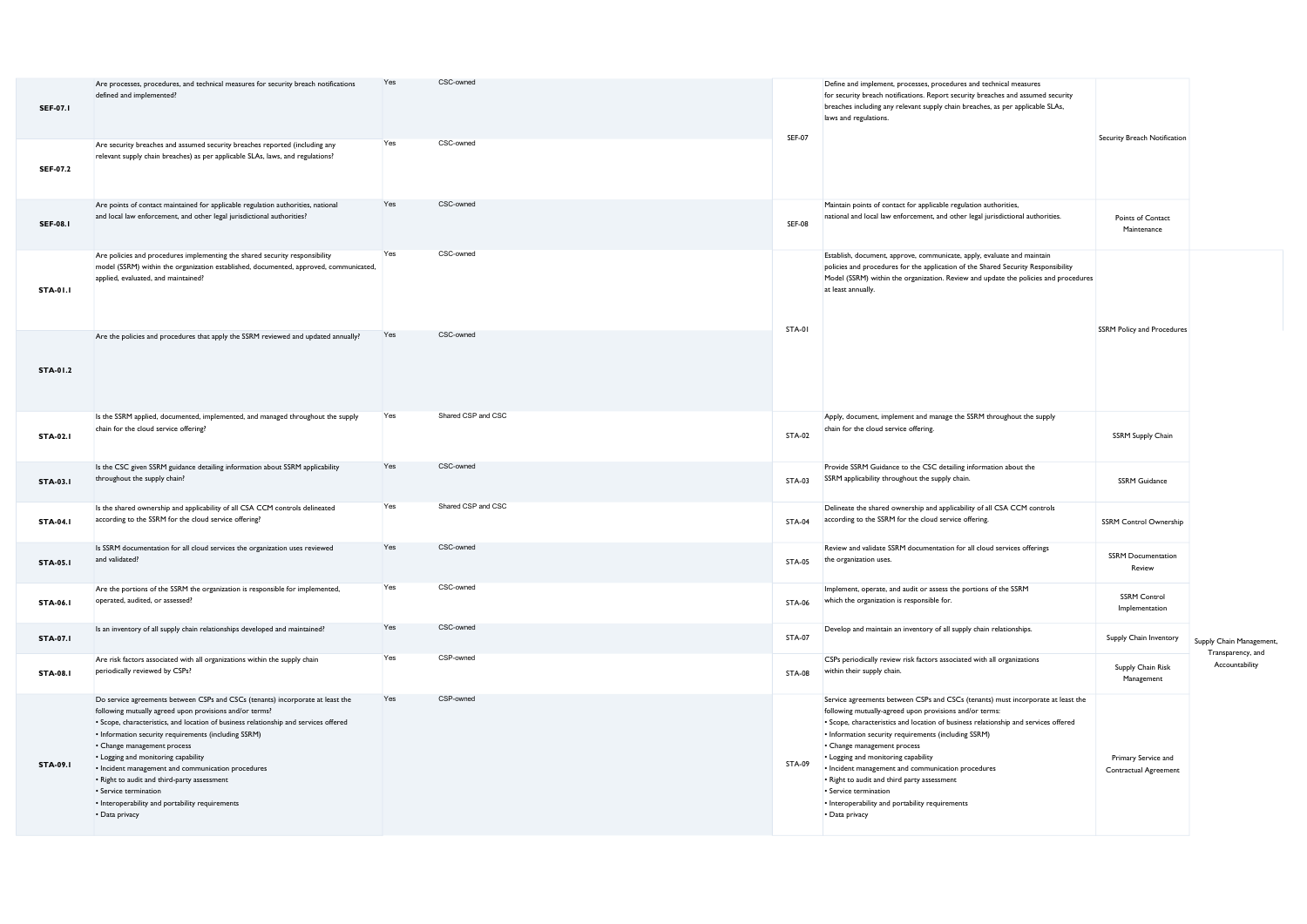| | | | | | | | | |
|---|---|---|---|---|---|---|---|---|
| SEF-07.1 | Are processes, procedures, and technical measures for security breach notifications defined and implemented? | Yes | CSC-owned | | SEF-07 | Define and implement, processes, procedures and technical measures for security breach notifications. Report security breaches and assumed security breaches including any relevant supply chain breaches, as per applicable SLAs, laws and regulations. | Security Breach Notification | |
| SEF-07.2 | Are security breaches and assumed security breaches reported (including any relevant supply chain breaches) as per applicable SLAs, laws, and regulations? | Yes | CSC-owned | | | | | |
| SEF-08.1 | Are points of contact maintained for applicable regulation authorities, national and local law enforcement, and other legal jurisdictional authorities? | Yes | CSC-owned | | SEF-08 | Maintain points of contact for applicable regulation authorities, national and local law enforcement, and other legal jurisdictional authorities. | Points of Contact Maintenance | |
| STA-01.1 | Are policies and procedures implementing the shared security responsibility model (SSRM) within the organization established, documented, approved, communicated, applied, evaluated, and maintained? | Yes | CSC-owned | | STA-01 | Establish, document, approve, communicate, apply, evaluate and maintain policies and procedures for the application of the Shared Security Responsibility Model (SSRM) within the organization. Review and update the policies and procedures at least annually. | SSRM Policy and Procedures | |
| STA-01.2 | Are the policies and procedures that apply the SSRM reviewed and updated annually? | Yes | CSC-owned | | | | | |
| STA-02.1 | Is the SSRM applied, documented, implemented, and managed throughout the supply chain for the cloud service offering? | Yes | Shared CSP and CSC | | STA-02 | Apply, document, implement and manage the SSRM throughout the supply chain for the cloud service offering. | SSRM Supply Chain | |
| STA-03.1 | Is the CSC given SSRM guidance detailing information about SSRM applicability throughout the supply chain? | Yes | CSC-owned | | STA-03 | Provide SSRM Guidance to the CSC detailing information about the SSRM applicability throughout the supply chain. | SSRM Guidance | |
| STA-04.1 | Is the shared ownership and applicability of all CSA CCM controls delineated according to the SSRM for the cloud service offering? | Yes | Shared CSP and CSC | | STA-04 | Delineate the shared ownership and applicability of all CSA CCM controls according to the SSRM for the cloud service offering. | SSRM Control Ownership | |
| STA-05.1 | Is SSRM documentation for all cloud services the organization uses reviewed and validated? | Yes | CSC-owned | | STA-05 | Review and validate SSRM documentation for all cloud services offerings the organization uses. | SSRM Documentation Review | |
| STA-06.1 | Are the portions of the SSRM the organization is responsible for implemented, operated, audited, or assessed? | Yes | CSC-owned | | STA-06 | Implement, operate, and audit or assess the portions of the SSRM which the organization is responsible for. | SSRM Control Implementation | |
| STA-07.1 | Is an inventory of all supply chain relationships developed and maintained? | Yes | CSC-owned | | STA-07 | Develop and maintain an inventory of all supply chain relationships. | Supply Chain Inventory | Supply Chain Management, Transparency, and Accountability |
| STA-08.1 | Are risk factors associated with all organizations within the supply chain periodically reviewed by CSPs? | Yes | CSP-owned | | STA-08 | CSPs periodically review risk factors associated with all organizations within their supply chain. | Supply Chain Risk Management | |
| STA-09.1 | Do service agreements between CSPs and CSCs (tenants) incorporate at least the following mutually agreed upon provisions and/or terms:<br>• Scope, characteristics, and location of business relationship and services offered<br>• Information security requirements (including SSRM)<br>• Change management process<br>• Logging and monitoring capability<br>• Incident management and communication procedures<br>• Right to audit and third-party assessment<br>• Service termination<br>• Interoperability and portability requirements<br>• Data privacy | Yes | CSP-owned | | STA-09 | Service agreements between CSPs and CSCs (tenants) must incorporate at least the following mutually-agreed upon provisions and/or terms:<br>• Scope, characteristics and location of business relationship and services offered<br>• Information security requirements (including SSRM)<br>• Change management process<br>• Logging and monitoring capability<br>• Incident management and communication procedures<br>• Right to audit and third party assessment<br>• Service termination<br>• Interoperability and portability requirements<br>• Data privacy | Primary Service and Contractual Agreement | |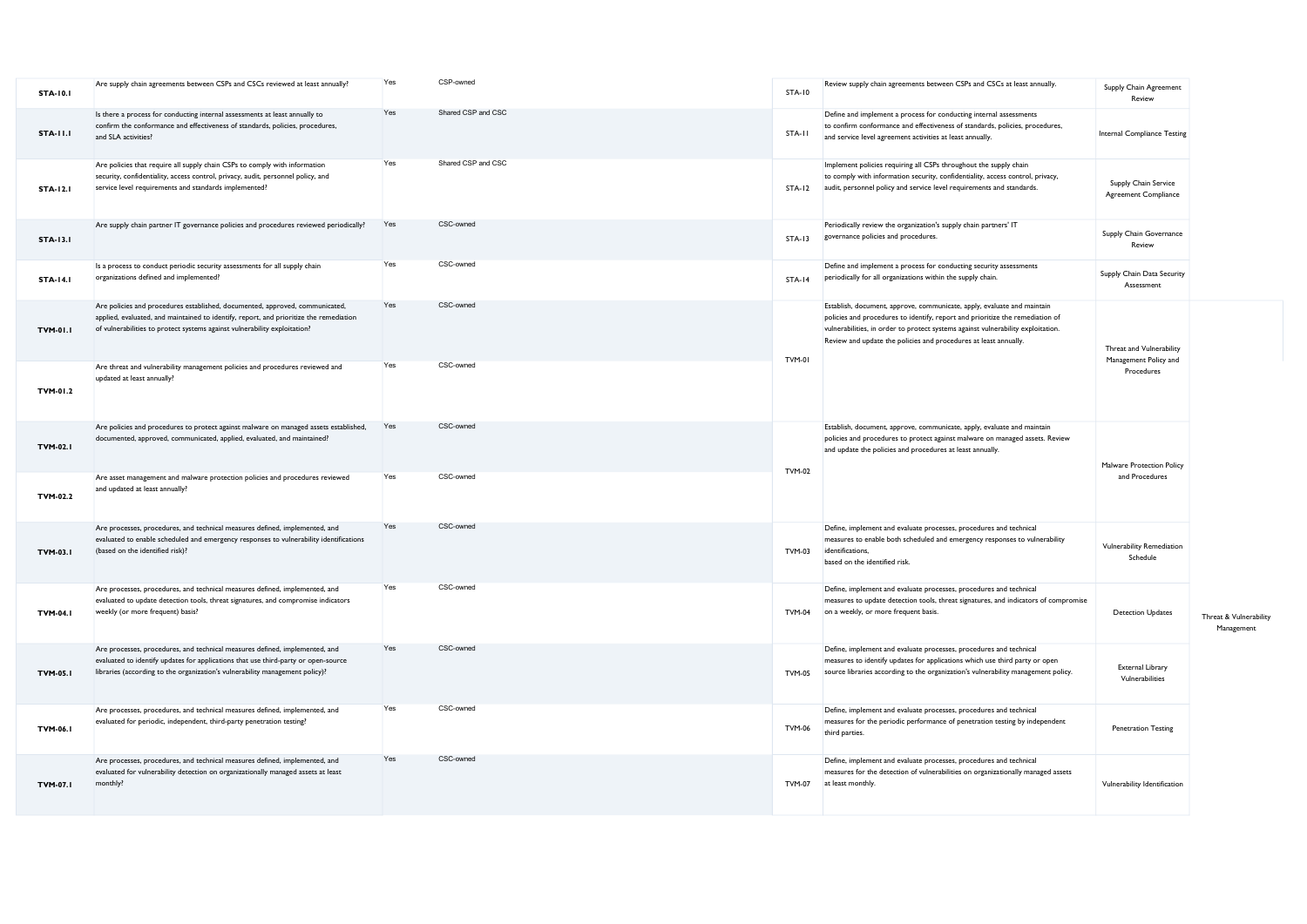| | | | | | | | |
|---|---|---|---|---|---|---|---|
| **STA-10.1** | Are supply chain agreements between CSPs and CSCs reviewed at least annually? | Yes | CSP-owned | STA-10 | Review supply chain agreements between CSPs and CSCs at least annually. | Supply Chain Agreement Review | |
| **STA-11.1** | Is there a process for conducting internal assessments at least annually to confirm the conformance and effectiveness of standards, policies, procedures, and SLA activities? | Yes | Shared CSP and CSC | STA-11 | Define and implement a process for conducting internal assessments to confirm conformance and effectiveness of standards, policies, procedures, and service level agreement activities at least annually. | Internal Compliance Testing | |
| **STA-12.1** | Are policies that require all supply chain CSPs to comply with information security, confidentiality, access control, privacy, audit, personnel policy, and service level requirements and standards implemented? | Yes | Shared CSP and CSC | STA-12 | Implement policies requiring all CSPs throughout the supply chain to comply with information security, confidentiality, access control, privacy, audit, personnel policy and service level requirements and standards. | Supply Chain Service Agreement Compliance | |
| **STA-13.1** | Are supply chain partner IT governance policies and procedures reviewed periodically? | Yes | CSC-owned | STA-13 | Periodically review the organization's supply chain partners' IT governance policies and procedures. | Supply Chain Governance Review | |
| **STA-14.1** | Is a process to conduct periodic security assessments for all supply chain organizations defined and implemented? | Yes | CSC-owned | STA-14 | Define and implement a process for conducting security assessments periodically for all organizations within the supply chain. | Supply Chain Data Security Assessment | |
| **TVM-01.1** | Are policies and procedures established, documented, approved, communicated, applied, evaluated, and maintained to identify, report, and prioritize the remediation of vulnerabilities to protect systems against vulnerability exploitation? | Yes | CSC-owned | TVM-01 | Establish, document, approve, communicate, apply, evaluate and maintain policies and procedures to identify, report and prioritize the remediation of vulnerabilities, in order to protect systems against vulnerability exploitation. Review and update the policies and procedures at least annually. | Threat and Vulnerability Management Policy and Procedures | Threat & Vulnerability Management |
| **TVM-01.2** | Are threat and vulnerability management policies and procedures reviewed and updated at least annually? | Yes | CSC-owned | | | | |
| **TVM-02.1** | Are policies and procedures to protect against malware on managed assets established, documented, approved, communicated, applied, evaluated, and maintained? | Yes | CSC-owned | TVM-02 | Establish, document, approve, communicate, apply, evaluate and maintain policies and procedures to protect against malware on managed assets. Review and update the policies and procedures at least annually. | Malware Protection Policy and Procedures | |
| **TVM-02.2** | Are asset management and malware protection policies and procedures reviewed and updated at least annually? | Yes | CSC-owned | | | | |
| **TVM-03.1** | Are processes, procedures, and technical measures defined, implemented, and evaluated to enable scheduled and emergency responses to vulnerability identifications (based on the identified risk)? | Yes | CSC-owned | TVM-03 | Define, implement and evaluate processes, procedures and technical measures to enable both scheduled and emergency responses to vulnerability identifications, based on the identified risk. | Vulnerability Remediation Schedule | |
| **TVM-04.1** | Are processes, procedures, and technical measures defined, implemented, and evaluated to update detection tools, threat signatures, and compromise indicators weekly (or more frequent) basis? | Yes | CSC-owned | TVM-04 | Define, implement and evaluate processes, procedures and technical measures to update detection tools, threat signatures, and indicators of compromise on a weekly, or more frequent basis. | Detection Updates | |
| **TVM-05.1** | Are processes, procedures, and technical measures defined, implemented, and evaluated to identify updates for applications that use third-party or open-source libraries (according to the organization's vulnerability management policy)? | Yes | CSC-owned | TVM-05 | Define, implement and evaluate processes, procedures and technical measures to identify updates for applications which use third party or open source libraries according to the organization's vulnerability management policy. | External Library Vulnerabilities | |
| **TVM-06.1** | Are processes, procedures, and technical measures defined, implemented, and evaluated for periodic, independent, third-party penetration testing? | Yes | CSC-owned | TVM-06 | Define, implement and evaluate processes, procedures and technical measures for the periodic performance of penetration testing by independent third parties. | Penetration Testing | |
| **TVM-07.1** | Are processes, procedures, and technical measures defined, implemented, and evaluated for vulnerability detection on organizationally managed assets at least monthly? | Yes | CSC-owned | TVM-07 | Define, implement and evaluate processes, procedures and technical measures for the detection of vulnerabilities on organizationally managed assets at least monthly. | Vulnerability Identification | |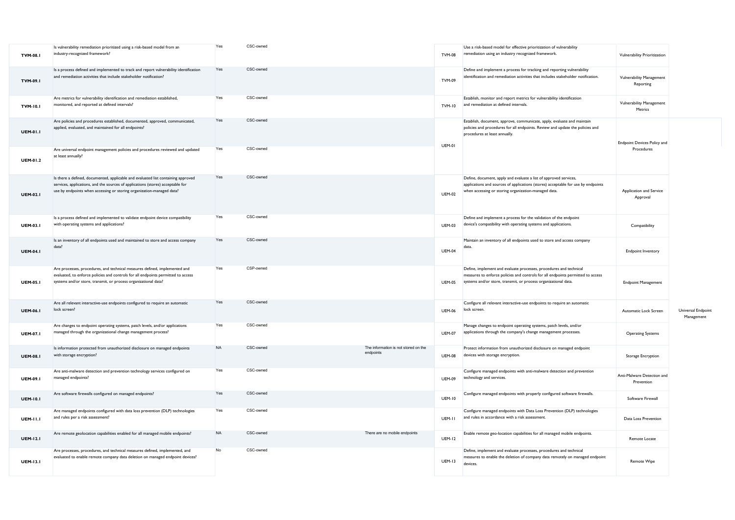| | | | | | | | | | |
|---|---|---|---|---|---|---|---|---|---|
| TVM-08.1 | Is vulnerability remediation prioritized using a risk-based model from an industry-recognized framework? | Yes | CSC-owned | | | TVM-08 | Use a risk-based model for effective prioritization of vulnerability remediation using an industry recognized framework. | Vulnerability Prioritization | |
| TVM-09.1 | Is a process defined and implemented to track and report vulnerability identification and remediation activities that include stakeholder notification? | Yes | CSC-owned | | | TVM-09 | Define and implement a process for tracking and reporting vulnerability identification and remediation activities that includes stakeholder notification. | Vulnerability Management Reporting | |
| TVM-10.1 | Are metrics for vulnerability identification and remediation established, monitored, and reported at defined intervals? | Yes | CSC-owned | | | TVM-10 | Establish, monitor and report metrics for vulnerability identification and remediation at defined intervals. | Vulnerability Management Metrics | |
| UEM-01.1 | Are policies and procedures established, documented, approved, communicated, applied, evaluated, and maintained for all endpoints? | Yes | CSC-owned | | | UEM-01 | Establish, document, approve, communicate, apply, evaluate and maintain policies and procedures for all endpoints. Review and update the policies and procedures at least annually. | Endpoint Devices Policy and Procedures | Universal Endpoint Management |
| UEM-01.2 | Are universal endpoint management policies and procedures reviewed and updated at least annually? | Yes | CSC-owned | | | | | | |
| UEM-02.1 | Is there a defined, documented, applicable and evaluated list containing approved services, applications, and the sources of applications (stores) acceptable for use by endpoints when accessing or storing organization-managed data? | Yes | CSC-owned | | | UEM-02 | Define, document, apply and evaluate a list of approved services, applications and sources of applications (stores) acceptable for use by endpoints when accessing or storing organization-managed data. | Application and Service Approval | |
| UEM-03.1 | Is a process defined and implemented to validate endpoint device compatibility with operating systems and applications? | Yes | CSC-owned | | | UEM-03 | Define and implement a process for the validation of the endpoint device's compatibility with operating systems and applications. | Compatibility | |
| UEM-04.1 | Is an inventory of all endpoints used and maintained to store and access company data? | Yes | CSC-owned | | | UEM-04 | Maintain an inventory of all endpoints used to store and access company data. | Endpoint Inventory | |
| UEM-05.1 | Are processes, procedures, and technical measures defined, implemented and evaluated, to enforce policies and controls for all endpoints permitted to access systems and/or store, transmit, or process organizational data? | Yes | CSP-owned | | | UEM-05 | Define, implement and evaluate processes, procedures and technical measures to enforce policies and controls for all endpoints permitted to access systems and/or store, transmit, or process organizational data. | Endpoint Management | |
| UEM-06.1 | Are all relevant interactive-use endpoints configured to require an automatic lock screen? | Yes | CSC-owned | | | UEM-06 | Configure all relevant interactive-use endpoints to require an automatic lock screen. | Automatic Lock Screen | |
| UEM-07.1 | Are changes to endpoint operating systems, patch levels, and/or applications managed through the organizational change management process? | Yes | CSC-owned | | | UEM-07 | Manage changes to endpoint operating systems, patch levels, and/or applications through the company's change management processes. | Operating Systems | |
| UEM-08.1 | Is information protected from unauthorized disclosure on managed endpoints with storage encryption? | NA | CSC-owned | | The information is not stored on the endpoints | UEM-08 | Protect information from unauthorized disclosure on managed endpoint devices with storage encryption. | Storage Encryption | |
| UEM-09.1 | Are anti-malware detection and prevention technology services configured on managed endpoints? | Yes | CSC-owned | | | UEM-09 | Configure managed endpoints with anti-malware detection and prevention technology and services. | Anti-Malware Detection and Prevention | |
| UEM-10.1 | Are software firewalls configured on managed endpoints? | Yes | CSC-owned | | | UEM-10 | Configure managed endpoints with properly configured software firewalls. | Software Firewall | |
| UEM-11.1 | Are managed endpoints configured with data loss prevention (DLP) technologies and rules per a risk assessment? | Yes | CSC-owned | | | UEM-11 | Configure managed endpoints with Data Loss Prevention (DLP) technologies and rules in accordance with a risk assessment. | Data Loss Prevention | |
| UEM-12.1 | Are remote geolocation capabilities enabled for all managed mobile endpoints? | NA | CSC-owned | | There are no mobile endpoints | UEM-12 | Enable remote geo-location capabilities for all managed mobile endpoints. | Remote Locate | |
| UEM-13.1 | Are processes, procedures, and technical measures defined, implemented, and evaluated to enable remote company data deletion on managed endpoint devices? | No | CSC-owned | | | UEM-13 | Define, implement and evaluate processes, procedures and technical measures to enable the deletion of company data remotely on managed endpoint devices. | Remote Wipe | |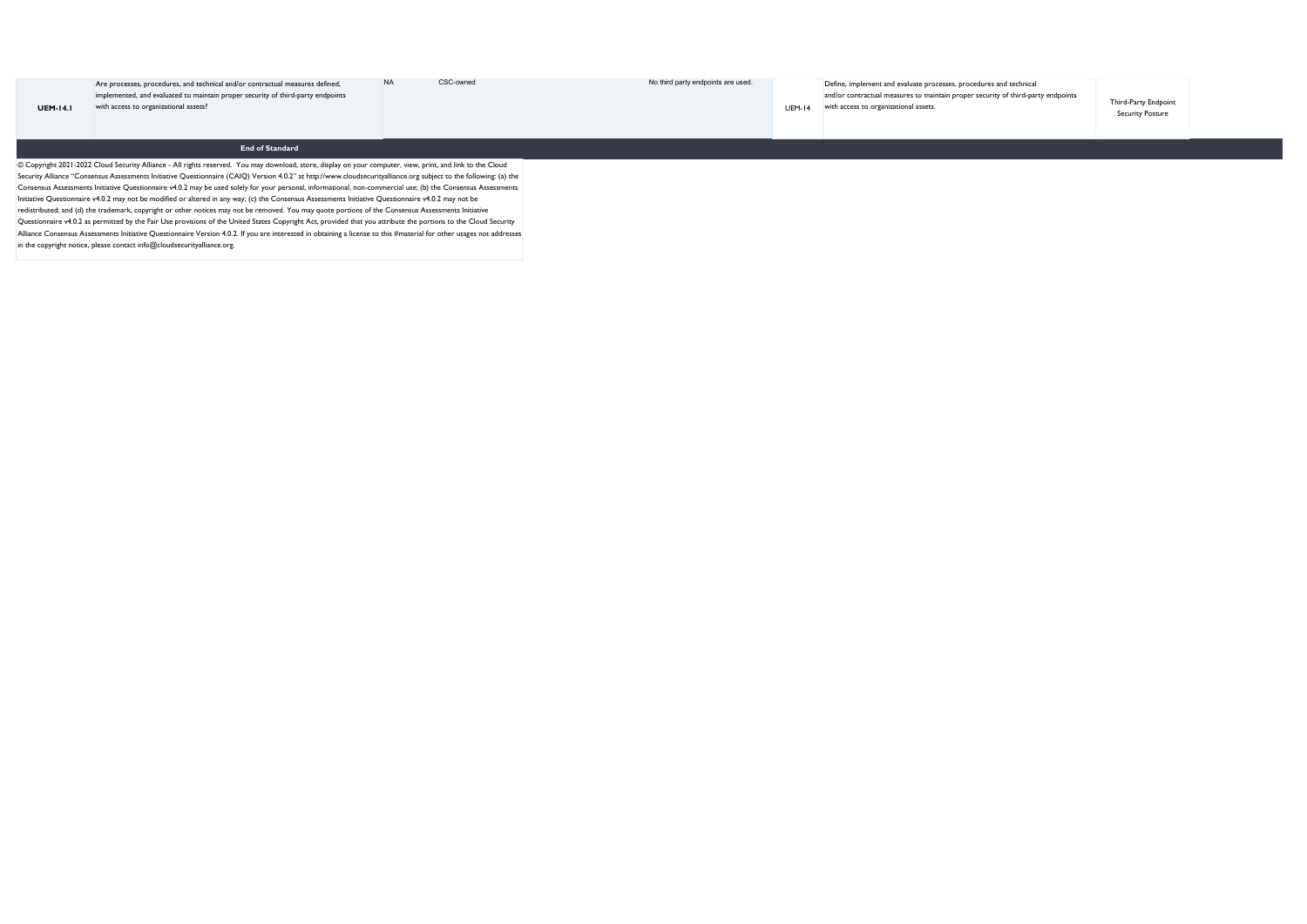| | | | | | | | | |
|---|---|---|---|---|---|---|---|---|
| **UEM-14.1** | Are processes, procedures, and technical and/or contractual measures defined, implemented, and evaluated to maintain proper security of third-party endpoints with access to organizational assets? | NA | CSC-owned | | No third party endpoints are used. | UEM-14 | Define, implement and evaluate processes, procedures and technical and/or contractual measures to maintain proper security of third-party endpoints with access to organizational assets. | Third-Party Endpoint Security Posture |

**End of Standard**

© Copyright 2021-2022 Cloud Security Alliance - All rights reserved. You may download, store, display on your computer, view, print, and link to the Cloud Security Alliance "Consensus Assessments Initiative Questionnaire (CAIQ) Version 4.0.2" at http://www.cloudsecurityalliance.org subject to the following: (a) the Consensus Assessments Initiative Questionnaire v4.0.2 may be used solely for your personal, informational, non-commercial use; (b) the Consensus Assessments Initiative Questionnaire v4.0.2 may not be modified or altered in any way; (c) the Consensus Assessments Initiative Questionnaire v4.0.2 may not be redistributed; and (d) the trademark, copyright or other notices may not be removed. You may quote portions of the Consensus Assessments Initiative Questionnaire v4.0.2 as permitted by the Fair Use provisions of the United States Copyright Act, provided that you attribute the portions to the Cloud Security Alliance Consensus Assessments Initiative Questionnaire Version 4.0.2. If you are interested in obtaining a license to this #material for other usages not addresses in the copyright notice, please contact info@cloudsecurityalliance.org.